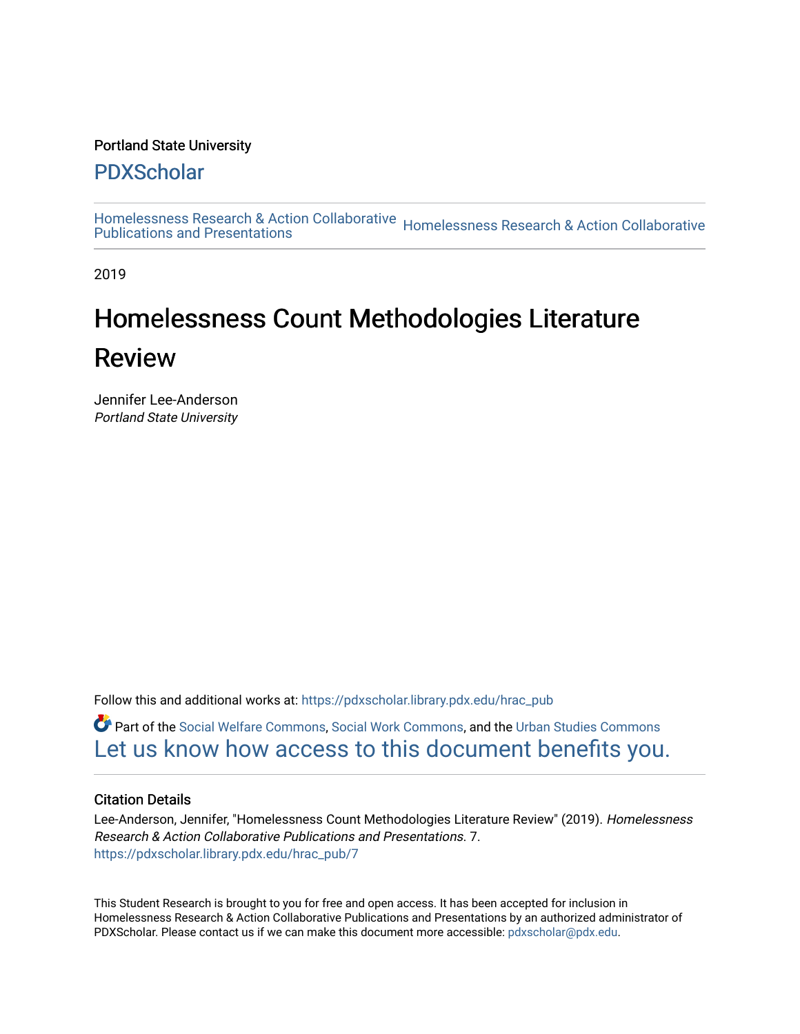Portland State University

PDXScholar

Homelessness Research & Action Collaborative Publications and Presentations | Homelessness Research & Action Collaborative

2019

# Homelessness Count Methodologies Literature Review

Jennifer Lee-Anderson
*Portland State University*

Follow this and additional works at: https://pdxscholar.library.pdx.edu/hrac_pub

Part of the Social Welfare Commons, Social Work Commons, and the Urban Studies Commons

Let us know how access to this document benefits you.

### Citation Details

Lee-Anderson, Jennifer, "Homelessness Count Methodologies Literature Review" (2019). *Homelessness Research & Action Collaborative Publications and Presentations*. 7.
https://pdxscholar.library.pdx.edu/hrac_pub/7

This Student Research is brought to you for free and open access. It has been accepted for inclusion in Homelessness Research & Action Collaborative Publications and Presentations by an authorized administrator of PDXScholar. Please contact us if we can make this document more accessible: pdxscholar@pdx.edu.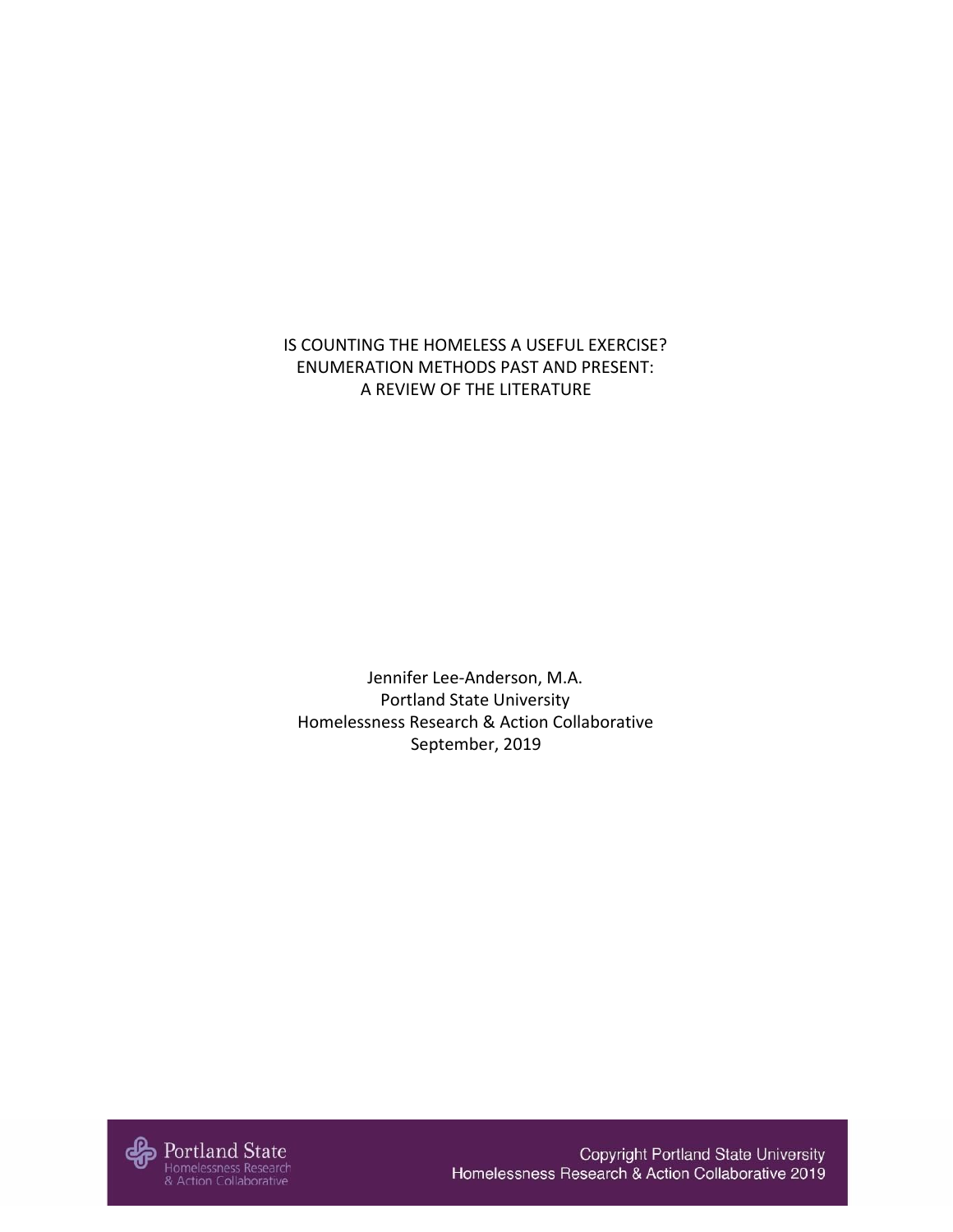# IS COUNTING THE HOMELESS A USEFUL EXERCISE?
# ENUMERATION METHODS PAST AND PRESENT:
# A REVIEW OF THE LITERATURE

Jennifer Lee-Anderson, M.A.
Portland State University
Homelessness Research & Action Collaborative
September, 2019

Portland State Homelessness Research & Action Collaborative

Copyright Portland State University
Homelessness Research & Action Collaborative 2019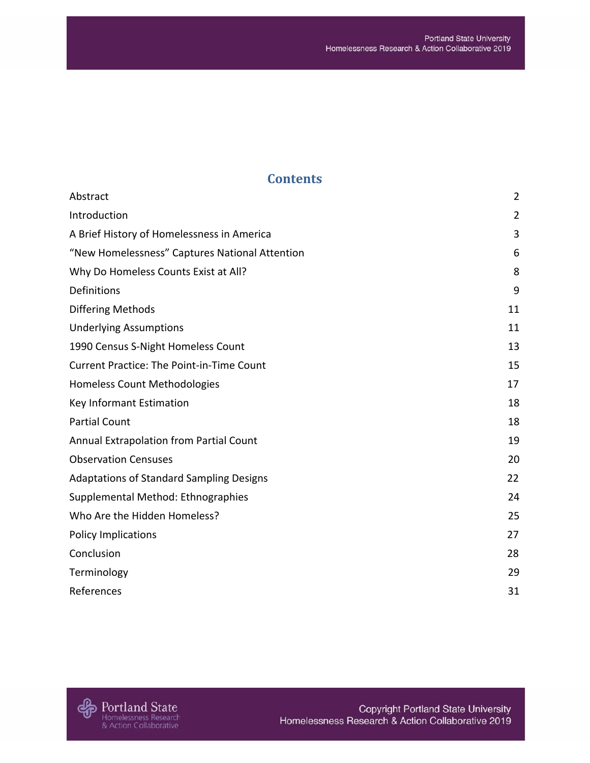# Contents

| | |
|---|---|
| Abstract | 2 |
| Introduction | 2 |
| A Brief History of Homelessness in America | 3 |
| "New Homelessness" Captures National Attention | 6 |
| Why Do Homeless Counts Exist at All? | 8 |
| Definitions | 9 |
| Differing Methods | 11 |
| Underlying Assumptions | 11 |
| 1990 Census S-Night Homeless Count | 13 |
| Current Practice: The Point-in-Time Count | 15 |
| Homeless Count Methodologies | 17 |
| Key Informant Estimation | 18 |
| Partial Count | 18 |
| Annual Extrapolation from Partial Count | 19 |
| Observation Censuses | 20 |
| Adaptations of Standard Sampling Designs | 22 |
| Supplemental Method: Ethnographies | 24 |
| Who Are the Hidden Homeless? | 25 |
| Policy Implications | 27 |
| Conclusion | 28 |
| Terminology | 29 |
| References | 31 |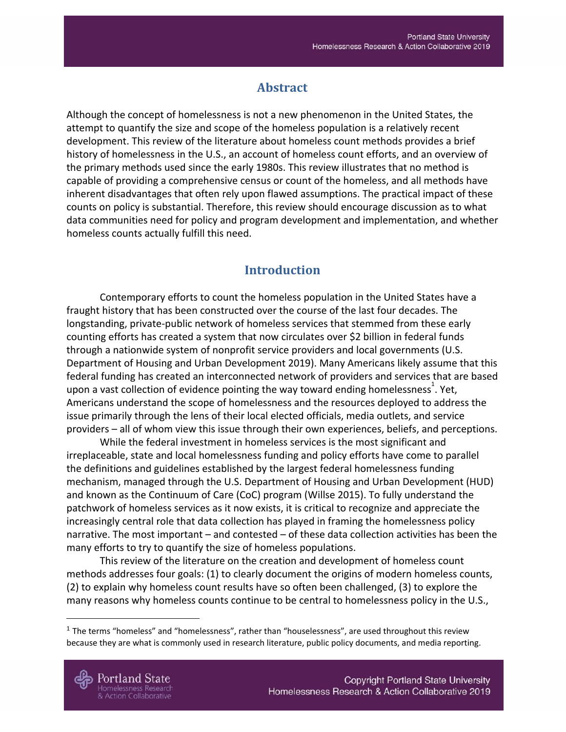## Abstract

Although the concept of homelessness is not a new phenomenon in the United States, the attempt to quantify the size and scope of the homeless population is a relatively recent development. This review of the literature about homeless count methods provides a brief history of homelessness in the U.S., an account of homeless count efforts, and an overview of the primary methods used since the early 1980s. This review illustrates that no method is capable of providing a comprehensive census or count of the homeless, and all methods have inherent disadvantages that often rely upon flawed assumptions. The practical impact of these counts on policy is substantial. Therefore, this review should encourage discussion as to what data communities need for policy and program development and implementation, and whether homeless counts actually fulfill this need.

## Introduction

Contemporary efforts to count the homeless population in the United States have a fraught history that has been constructed over the course of the last four decades. The longstanding, private-public network of homeless services that stemmed from these early counting efforts has created a system that now circulates over $2 billion in federal funds through a nationwide system of nonprofit service providers and local governments (U.S. Department of Housing and Urban Development 2019). Many Americans likely assume that this federal funding has created an interconnected network of providers and services that are based upon a vast collection of evidence pointing the way toward ending homelessness[1]. Yet, Americans understand the scope of homelessness and the resources deployed to address the issue primarily through the lens of their local elected officials, media outlets, and service providers – all of whom view this issue through their own experiences, beliefs, and perceptions.

While the federal investment in homeless services is the most significant and irreplaceable, state and local homelessness funding and policy efforts have come to parallel the definitions and guidelines established by the largest federal homelessness funding mechanism, managed through the U.S. Department of Housing and Urban Development (HUD) and known as the Continuum of Care (CoC) program (Willse 2015). To fully understand the patchwork of homeless services as it now exists, it is critical to recognize and appreciate the increasingly central role that data collection has played in framing the homelessness policy narrative. The most important – and contested – of these data collection activities has been the many efforts to try to quantify the size of homeless populations.

This review of the literature on the creation and development of homeless count methods addresses four goals: (1) to clearly document the origins of modern homeless counts, (2) to explain why homeless count results have so often been challenged, (3) to explore the many reasons why homeless counts continue to be central to homelessness policy in the U.S.,

[1] The terms "homeless" and "homelessness", rather than "houselessness", are used throughout this review because they are what is commonly used in research literature, public policy documents, and media reporting.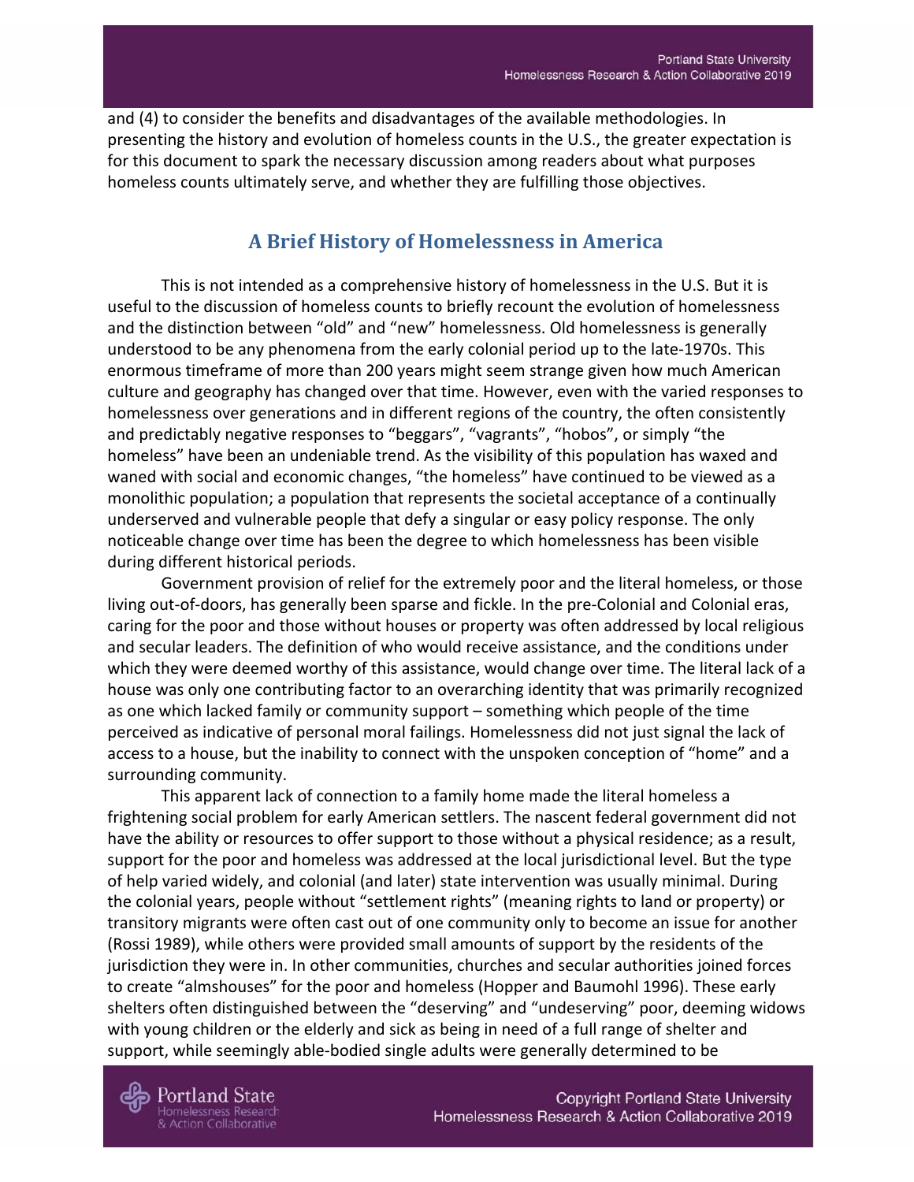and (4) to consider the benefits and disadvantages of the available methodologies. In presenting the history and evolution of homeless counts in the U.S., the greater expectation is for this document to spark the necessary discussion among readers about what purposes homeless counts ultimately serve, and whether they are fulfilling those objectives.

## A Brief History of Homelessness in America

This is not intended as a comprehensive history of homelessness in the U.S. But it is useful to the discussion of homeless counts to briefly recount the evolution of homelessness and the distinction between "old" and "new" homelessness. Old homelessness is generally understood to be any phenomena from the early colonial period up to the late-1970s. This enormous timeframe of more than 200 years might seem strange given how much American culture and geography has changed over that time. However, even with the varied responses to homelessness over generations and in different regions of the country, the often consistently and predictably negative responses to "beggars", "vagrants", "hobos", or simply "the homeless" have been an undeniable trend. As the visibility of this population has waxed and waned with social and economic changes, "the homeless" have continued to be viewed as a monolithic population; a population that represents the societal acceptance of a continually underserved and vulnerable people that defy a singular or easy policy response. The only noticeable change over time has been the degree to which homelessness has been visible during different historical periods.

Government provision of relief for the extremely poor and the literal homeless, or those living out-of-doors, has generally been sparse and fickle. In the pre-Colonial and Colonial eras, caring for the poor and those without houses or property was often addressed by local religious and secular leaders. The definition of who would receive assistance, and the conditions under which they were deemed worthy of this assistance, would change over time. The literal lack of a house was only one contributing factor to an overarching identity that was primarily recognized as one which lacked family or community support – something which people of the time perceived as indicative of personal moral failings. Homelessness did not just signal the lack of access to a house, but the inability to connect with the unspoken conception of "home" and a surrounding community.

This apparent lack of connection to a family home made the literal homeless a frightening social problem for early American settlers. The nascent federal government did not have the ability or resources to offer support to those without a physical residence; as a result, support for the poor and homeless was addressed at the local jurisdictional level. But the type of help varied widely, and colonial (and later) state intervention was usually minimal. During the colonial years, people without "settlement rights" (meaning rights to land or property) or transitory migrants were often cast out of one community only to become an issue for another (Rossi 1989), while others were provided small amounts of support by the residents of the jurisdiction they were in. In other communities, churches and secular authorities joined forces to create "almshouses" for the poor and homeless (Hopper and Baumohl 1996). These early shelters often distinguished between the "deserving" and "undeserving" poor, deeming widows with young children or the elderly and sick as being in need of a full range of shelter and support, while seemingly able-bodied single adults were generally determined to be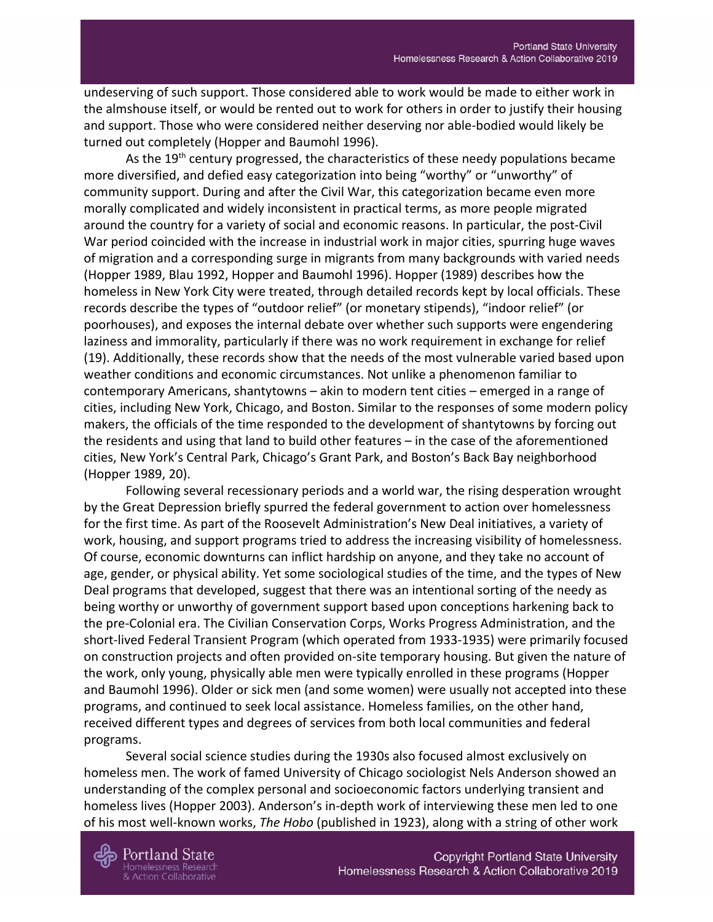undeserving of such support. Those considered able to work would be made to either work in the almshouse itself, or would be rented out to work for others in order to justify their housing and support. Those who were considered neither deserving nor able-bodied would likely be turned out completely (Hopper and Baumohl 1996).

As the 19th century progressed, the characteristics of these needy populations became more diversified, and defied easy categorization into being "worthy" or "unworthy" of community support. During and after the Civil War, this categorization became even more morally complicated and widely inconsistent in practical terms, as more people migrated around the country for a variety of social and economic reasons. In particular, the post-Civil War period coincided with the increase in industrial work in major cities, spurring huge waves of migration and a corresponding surge in migrants from many backgrounds with varied needs (Hopper 1989, Blau 1992, Hopper and Baumohl 1996). Hopper (1989) describes how the homeless in New York City were treated, through detailed records kept by local officials. These records describe the types of "outdoor relief" (or monetary stipends), "indoor relief" (or poorhouses), and exposes the internal debate over whether such supports were engendering laziness and immorality, particularly if there was no work requirement in exchange for relief (19). Additionally, these records show that the needs of the most vulnerable varied based upon weather conditions and economic circumstances. Not unlike a phenomenon familiar to contemporary Americans, shantytowns – akin to modern tent cities – emerged in a range of cities, including New York, Chicago, and Boston. Similar to the responses of some modern policy makers, the officials of the time responded to the development of shantytowns by forcing out the residents and using that land to build other features – in the case of the aforementioned cities, New York's Central Park, Chicago's Grant Park, and Boston's Back Bay neighborhood (Hopper 1989, 20).

Following several recessionary periods and a world war, the rising desperation wrought by the Great Depression briefly spurred the federal government to action over homelessness for the first time. As part of the Roosevelt Administration's New Deal initiatives, a variety of work, housing, and support programs tried to address the increasing visibility of homelessness. Of course, economic downturns can inflict hardship on anyone, and they take no account of age, gender, or physical ability. Yet some sociological studies of the time, and the types of New Deal programs that developed, suggest that there was an intentional sorting of the needy as being worthy or unworthy of government support based upon conceptions harkening back to the pre-Colonial era. The Civilian Conservation Corps, Works Progress Administration, and the short-lived Federal Transient Program (which operated from 1933-1935) were primarily focused on construction projects and often provided on-site temporary housing. But given the nature of the work, only young, physically able men were typically enrolled in these programs (Hopper and Baumohl 1996). Older or sick men (and some women) were usually not accepted into these programs, and continued to seek local assistance. Homeless families, on the other hand, received different types and degrees of services from both local communities and federal programs.

Several social science studies during the 1930s also focused almost exclusively on homeless men. The work of famed University of Chicago sociologist Nels Anderson showed an understanding of the complex personal and socioeconomic factors underlying transient and homeless lives (Hopper 2003). Anderson's in-depth work of interviewing these men led to one of his most well-known works, *The Hobo* (published in 1923), along with a string of other work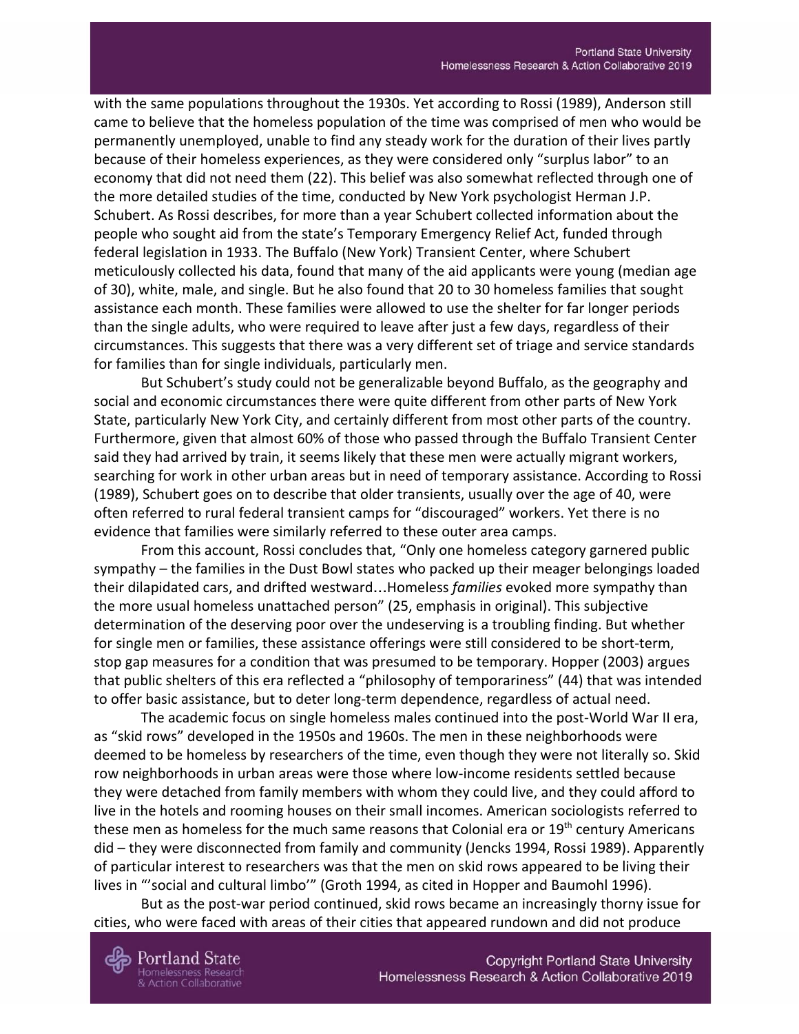with the same populations throughout the 1930s. Yet according to Rossi (1989), Anderson still came to believe that the homeless population of the time was comprised of men who would be permanently unemployed, unable to find any steady work for the duration of their lives partly because of their homeless experiences, as they were considered only "surplus labor" to an economy that did not need them (22). This belief was also somewhat reflected through one of the more detailed studies of the time, conducted by New York psychologist Herman J.P. Schubert. As Rossi describes, for more than a year Schubert collected information about the people who sought aid from the state's Temporary Emergency Relief Act, funded through federal legislation in 1933. The Buffalo (New York) Transient Center, where Schubert meticulously collected his data, found that many of the aid applicants were young (median age of 30), white, male, and single. But he also found that 20 to 30 homeless families that sought assistance each month. These families were allowed to use the shelter for far longer periods than the single adults, who were required to leave after just a few days, regardless of their circumstances. This suggests that there was a very different set of triage and service standards for families than for single individuals, particularly men.

But Schubert's study could not be generalizable beyond Buffalo, as the geography and social and economic circumstances there were quite different from other parts of New York State, particularly New York City, and certainly different from most other parts of the country. Furthermore, given that almost 60% of those who passed through the Buffalo Transient Center said they had arrived by train, it seems likely that these men were actually migrant workers, searching for work in other urban areas but in need of temporary assistance. According to Rossi (1989), Schubert goes on to describe that older transients, usually over the age of 40, were often referred to rural federal transient camps for "discouraged" workers. Yet there is no evidence that families were similarly referred to these outer area camps.

From this account, Rossi concludes that, "Only one homeless category garnered public sympathy – the families in the Dust Bowl states who packed up their meager belongings loaded their dilapidated cars, and drifted westward…Homeless *families* evoked more sympathy than the more usual homeless unattached person" (25, emphasis in original). This subjective determination of the deserving poor over the undeserving is a troubling finding. But whether for single men or families, these assistance offerings were still considered to be short-term, stop gap measures for a condition that was presumed to be temporary. Hopper (2003) argues that public shelters of this era reflected a "philosophy of temporariness" (44) that was intended to offer basic assistance, but to deter long-term dependence, regardless of actual need.

The academic focus on single homeless males continued into the post-World War II era, as "skid rows" developed in the 1950s and 1960s. The men in these neighborhoods were deemed to be homeless by researchers of the time, even though they were not literally so. Skid row neighborhoods in urban areas were those where low-income residents settled because they were detached from family members with whom they could live, and they could afford to live in the hotels and rooming houses on their small incomes. American sociologists referred to these men as homeless for the much same reasons that Colonial era or 19th century Americans did – they were disconnected from family and community (Jencks 1994, Rossi 1989). Apparently of particular interest to researchers was that the men on skid rows appeared to be living their lives in "'social and cultural limbo'" (Groth 1994, as cited in Hopper and Baumohl 1996).

But as the post-war period continued, skid rows became an increasingly thorny issue for cities, who were faced with areas of their cities that appeared rundown and did not produce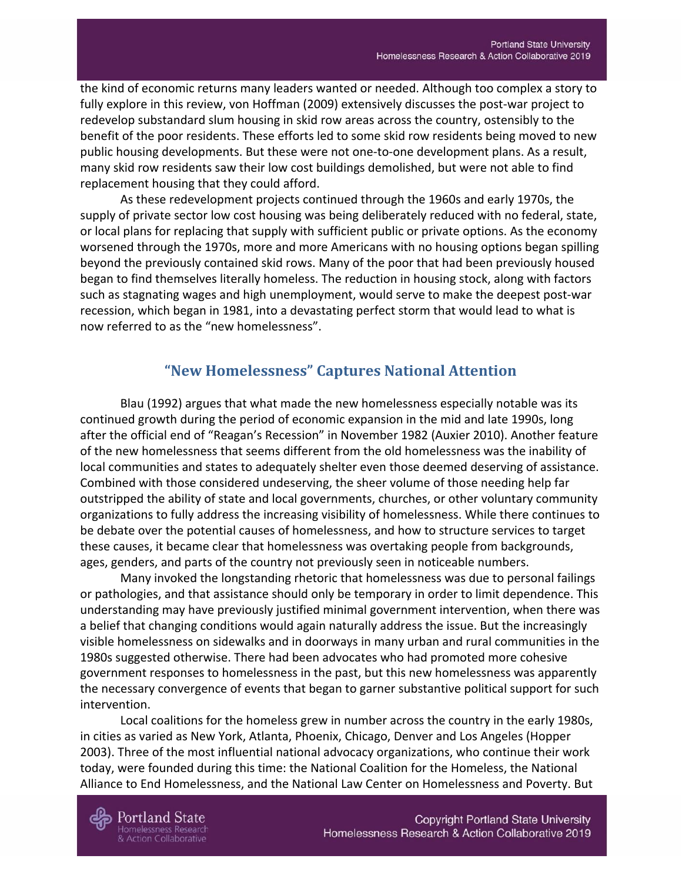the kind of economic returns many leaders wanted or needed. Although too complex a story to fully explore in this review, von Hoffman (2009) extensively discusses the post-war project to redevelop substandard slum housing in skid row areas across the country, ostensibly to the benefit of the poor residents. These efforts led to some skid row residents being moved to new public housing developments. But these were not one-to-one development plans. As a result, many skid row residents saw their low cost buildings demolished, but were not able to find replacement housing that they could afford.

As these redevelopment projects continued through the 1960s and early 1970s, the supply of private sector low cost housing was being deliberately reduced with no federal, state, or local plans for replacing that supply with sufficient public or private options. As the economy worsened through the 1970s, more and more Americans with no housing options began spilling beyond the previously contained skid rows. Many of the poor that had been previously housed began to find themselves literally homeless. The reduction in housing stock, along with factors such as stagnating wages and high unemployment, would serve to make the deepest post-war recession, which began in 1981, into a devastating perfect storm that would lead to what is now referred to as the "new homelessness".

## "New Homelessness" Captures National Attention

Blau (1992) argues that what made the new homelessness especially notable was its continued growth during the period of economic expansion in the mid and late 1990s, long after the official end of "Reagan's Recession" in November 1982 (Auxier 2010). Another feature of the new homelessness that seems different from the old homelessness was the inability of local communities and states to adequately shelter even those deemed deserving of assistance. Combined with those considered undeserving, the sheer volume of those needing help far outstripped the ability of state and local governments, churches, or other voluntary community organizations to fully address the increasing visibility of homelessness. While there continues to be debate over the potential causes of homelessness, and how to structure services to target these causes, it became clear that homelessness was overtaking people from backgrounds, ages, genders, and parts of the country not previously seen in noticeable numbers.

Many invoked the longstanding rhetoric that homelessness was due to personal failings or pathologies, and that assistance should only be temporary in order to limit dependence. This understanding may have previously justified minimal government intervention, when there was a belief that changing conditions would again naturally address the issue. But the increasingly visible homelessness on sidewalks and in doorways in many urban and rural communities in the 1980s suggested otherwise. There had been advocates who had promoted more cohesive government responses to homelessness in the past, but this new homelessness was apparently the necessary convergence of events that began to garner substantive political support for such intervention.

Local coalitions for the homeless grew in number across the country in the early 1980s, in cities as varied as New York, Atlanta, Phoenix, Chicago, Denver and Los Angeles (Hopper 2003). Three of the most influential national advocacy organizations, who continue their work today, were founded during this time: the National Coalition for the Homeless, the National Alliance to End Homelessness, and the National Law Center on Homelessness and Poverty. But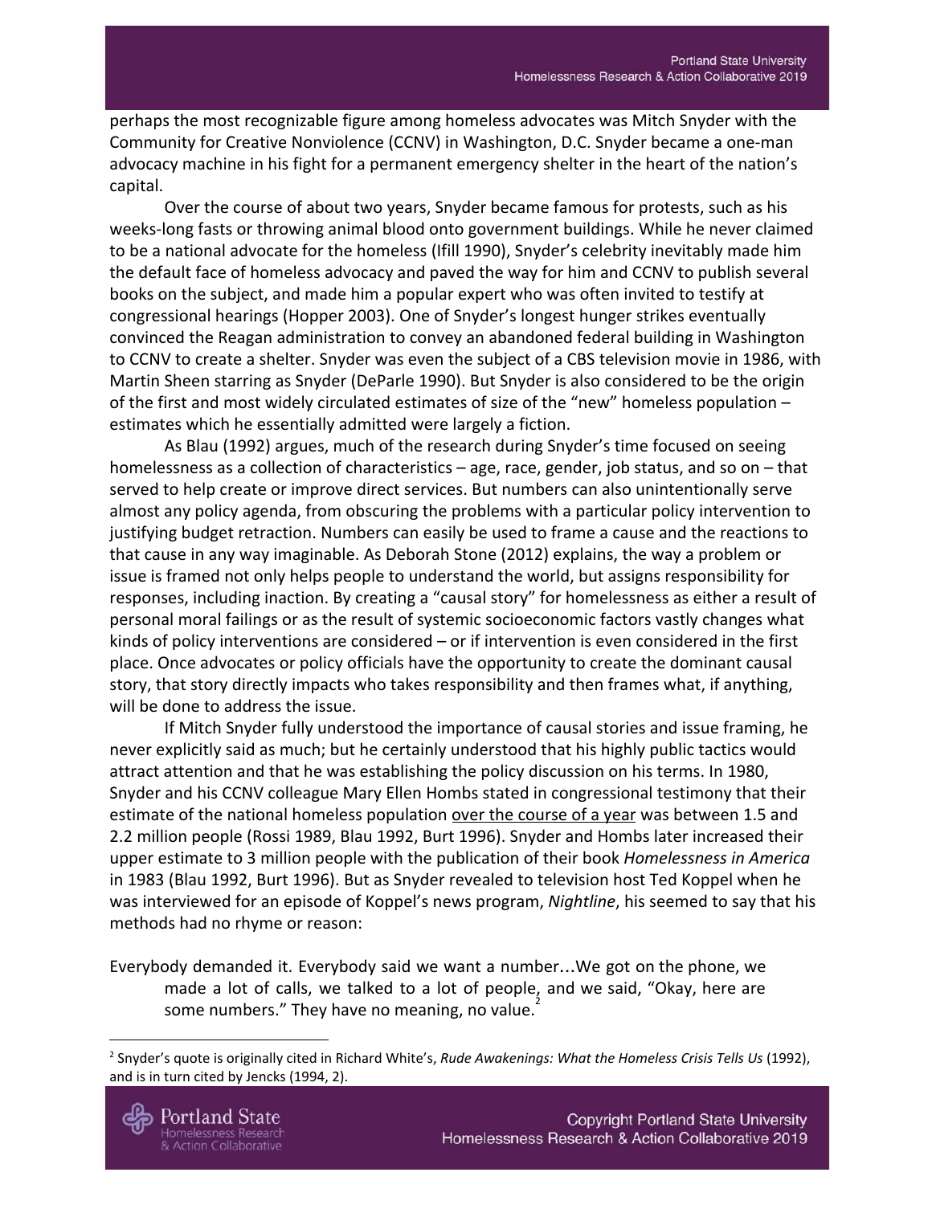perhaps the most recognizable figure among homeless advocates was Mitch Snyder with the Community for Creative Nonviolence (CCNV) in Washington, D.C. Snyder became a one-man advocacy machine in his fight for a permanent emergency shelter in the heart of the nation's capital.

Over the course of about two years, Snyder became famous for protests, such as his weeks-long fasts or throwing animal blood onto government buildings. While he never claimed to be a national advocate for the homeless (Ifill 1990), Snyder's celebrity inevitably made him the default face of homeless advocacy and paved the way for him and CCNV to publish several books on the subject, and made him a popular expert who was often invited to testify at congressional hearings (Hopper 2003). One of Snyder's longest hunger strikes eventually convinced the Reagan administration to convey an abandoned federal building in Washington to CCNV to create a shelter. Snyder was even the subject of a CBS television movie in 1986, with Martin Sheen starring as Snyder (DeParle 1990). But Snyder is also considered to be the origin of the first and most widely circulated estimates of size of the "new" homeless population – estimates which he essentially admitted were largely a fiction.

As Blau (1992) argues, much of the research during Snyder's time focused on seeing homelessness as a collection of characteristics – age, race, gender, job status, and so on – that served to help create or improve direct services. But numbers can also unintentionally serve almost any policy agenda, from obscuring the problems with a particular policy intervention to justifying budget retraction. Numbers can easily be used to frame a cause and the reactions to that cause in any way imaginable. As Deborah Stone (2012) explains, the way a problem or issue is framed not only helps people to understand the world, but assigns responsibility for responses, including inaction. By creating a "causal story" for homelessness as either a result of personal moral failings or as the result of systemic socioeconomic factors vastly changes what kinds of policy interventions are considered – or if intervention is even considered in the first place. Once advocates or policy officials have the opportunity to create the dominant causal story, that story directly impacts who takes responsibility and then frames what, if anything, will be done to address the issue.

If Mitch Snyder fully understood the importance of causal stories and issue framing, he never explicitly said as much; but he certainly understood that his highly public tactics would attract attention and that he was establishing the policy discussion on his terms. In 1980, Snyder and his CCNV colleague Mary Ellen Hombs stated in congressional testimony that their estimate of the national homeless population <u>over the course of a year</u> was between 1.5 and 2.2 million people (Rossi 1989, Blau 1992, Burt 1996). Snyder and Hombs later increased their upper estimate to 3 million people with the publication of their book *Homelessness in America* in 1983 (Blau 1992, Burt 1996). But as Snyder revealed to television host Ted Koppel when he was interviewed for an episode of Koppel's news program, *Nightline*, his seemed to say that his methods had no rhyme or reason:

> Everybody demanded it. Everybody said we want a number…We got on the phone, we made a lot of calls, we talked to a lot of people, and we said, "Okay, here are some numbers." They have no meaning, no value.[2]

[2] Snyder's quote is originally cited in Richard White's, *Rude Awakenings: What the Homeless Crisis Tells Us* (1992), and is in turn cited by Jencks (1994, 2).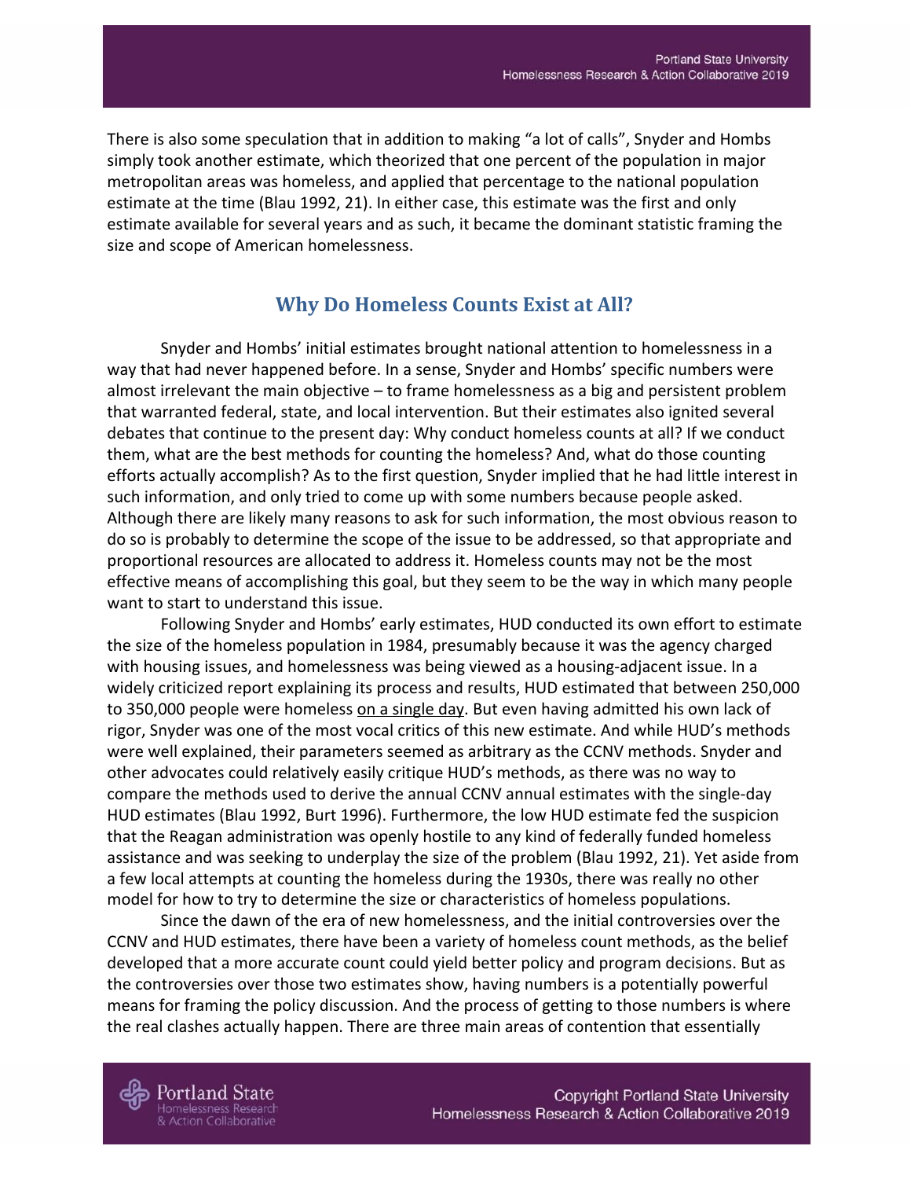There is also some speculation that in addition to making "a lot of calls", Snyder and Hombs simply took another estimate, which theorized that one percent of the population in major metropolitan areas was homeless, and applied that percentage to the national population estimate at the time (Blau 1992, 21). In either case, this estimate was the first and only estimate available for several years and as such, it became the dominant statistic framing the size and scope of American homelessness.

## Why Do Homeless Counts Exist at All?

Snyder and Hombs' initial estimates brought national attention to homelessness in a way that had never happened before. In a sense, Snyder and Hombs' specific numbers were almost irrelevant the main objective – to frame homelessness as a big and persistent problem that warranted federal, state, and local intervention. But their estimates also ignited several debates that continue to the present day: Why conduct homeless counts at all? If we conduct them, what are the best methods for counting the homeless? And, what do those counting efforts actually accomplish? As to the first question, Snyder implied that he had little interest in such information, and only tried to come up with some numbers because people asked. Although there are likely many reasons to ask for such information, the most obvious reason to do so is probably to determine the scope of the issue to be addressed, so that appropriate and proportional resources are allocated to address it. Homeless counts may not be the most effective means of accomplishing this goal, but they seem to be the way in which many people want to start to understand this issue.

Following Snyder and Hombs' early estimates, HUD conducted its own effort to estimate the size of the homeless population in 1984, presumably because it was the agency charged with housing issues, and homelessness was being viewed as a housing-adjacent issue. In a widely criticized report explaining its process and results, HUD estimated that between 250,000 to 350,000 people were homeless <u>on a single day</u>. But even having admitted his own lack of rigor, Snyder was one of the most vocal critics of this new estimate. And while HUD's methods were well explained, their parameters seemed as arbitrary as the CCNV methods. Snyder and other advocates could relatively easily critique HUD's methods, as there was no way to compare the methods used to derive the annual CCNV annual estimates with the single-day HUD estimates (Blau 1992, Burt 1996). Furthermore, the low HUD estimate fed the suspicion that the Reagan administration was openly hostile to any kind of federally funded homeless assistance and was seeking to underplay the size of the problem (Blau 1992, 21). Yet aside from a few local attempts at counting the homeless during the 1930s, there was really no other model for how to try to determine the size or characteristics of homeless populations.

Since the dawn of the era of new homelessness, and the initial controversies over the CCNV and HUD estimates, there have been a variety of homeless count methods, as the belief developed that a more accurate count could yield better policy and program decisions. But as the controversies over those two estimates show, having numbers is a potentially powerful means for framing the policy discussion. And the process of getting to those numbers is where the real clashes actually happen. There are three main areas of contention that essentially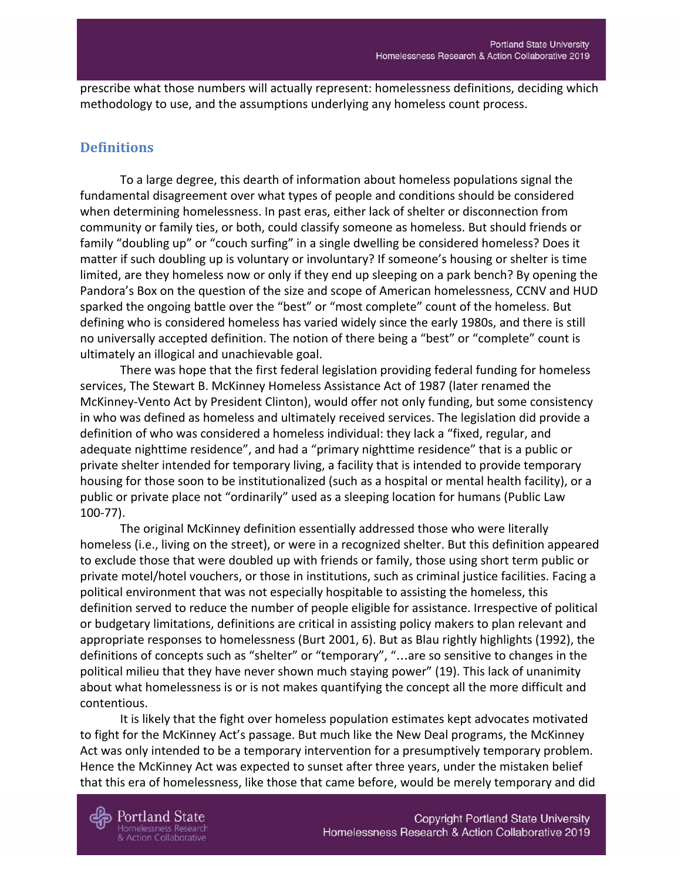prescribe what those numbers will actually represent: homelessness definitions, deciding which methodology to use, and the assumptions underlying any homeless count process.

## Definitions

To a large degree, this dearth of information about homeless populations signal the fundamental disagreement over what types of people and conditions should be considered when determining homelessness. In past eras, either lack of shelter or disconnection from community or family ties, or both, could classify someone as homeless. But should friends or family "doubling up" or "couch surfing" in a single dwelling be considered homeless? Does it matter if such doubling up is voluntary or involuntary? If someone's housing or shelter is time limited, are they homeless now or only if they end up sleeping on a park bench? By opening the Pandora's Box on the question of the size and scope of American homelessness, CCNV and HUD sparked the ongoing battle over the "best" or "most complete" count of the homeless. But defining who is considered homeless has varied widely since the early 1980s, and there is still no universally accepted definition. The notion of there being a "best" or "complete" count is ultimately an illogical and unachievable goal.

There was hope that the first federal legislation providing federal funding for homeless services, The Stewart B. McKinney Homeless Assistance Act of 1987 (later renamed the McKinney-Vento Act by President Clinton), would offer not only funding, but some consistency in who was defined as homeless and ultimately received services. The legislation did provide a definition of who was considered a homeless individual: they lack a "fixed, regular, and adequate nighttime residence", and had a "primary nighttime residence" that is a public or private shelter intended for temporary living, a facility that is intended to provide temporary housing for those soon to be institutionalized (such as a hospital or mental health facility), or a public or private place not "ordinarily" used as a sleeping location for humans (Public Law 100-77).

The original McKinney definition essentially addressed those who were literally homeless (i.e., living on the street), or were in a recognized shelter. But this definition appeared to exclude those that were doubled up with friends or family, those using short term public or private motel/hotel vouchers, or those in institutions, such as criminal justice facilities. Facing a political environment that was not especially hospitable to assisting the homeless, this definition served to reduce the number of people eligible for assistance. Irrespective of political or budgetary limitations, definitions are critical in assisting policy makers to plan relevant and appropriate responses to homelessness (Burt 2001, 6). But as Blau rightly highlights (1992), the definitions of concepts such as "shelter" or "temporary", "...are so sensitive to changes in the political milieu that they have never shown much staying power" (19). This lack of unanimity about what homelessness is or is not makes quantifying the concept all the more difficult and contentious.

It is likely that the fight over homeless population estimates kept advocates motivated to fight for the McKinney Act's passage. But much like the New Deal programs, the McKinney Act was only intended to be a temporary intervention for a presumptively temporary problem. Hence the McKinney Act was expected to sunset after three years, under the mistaken belief that this era of homelessness, like those that came before, would be merely temporary and did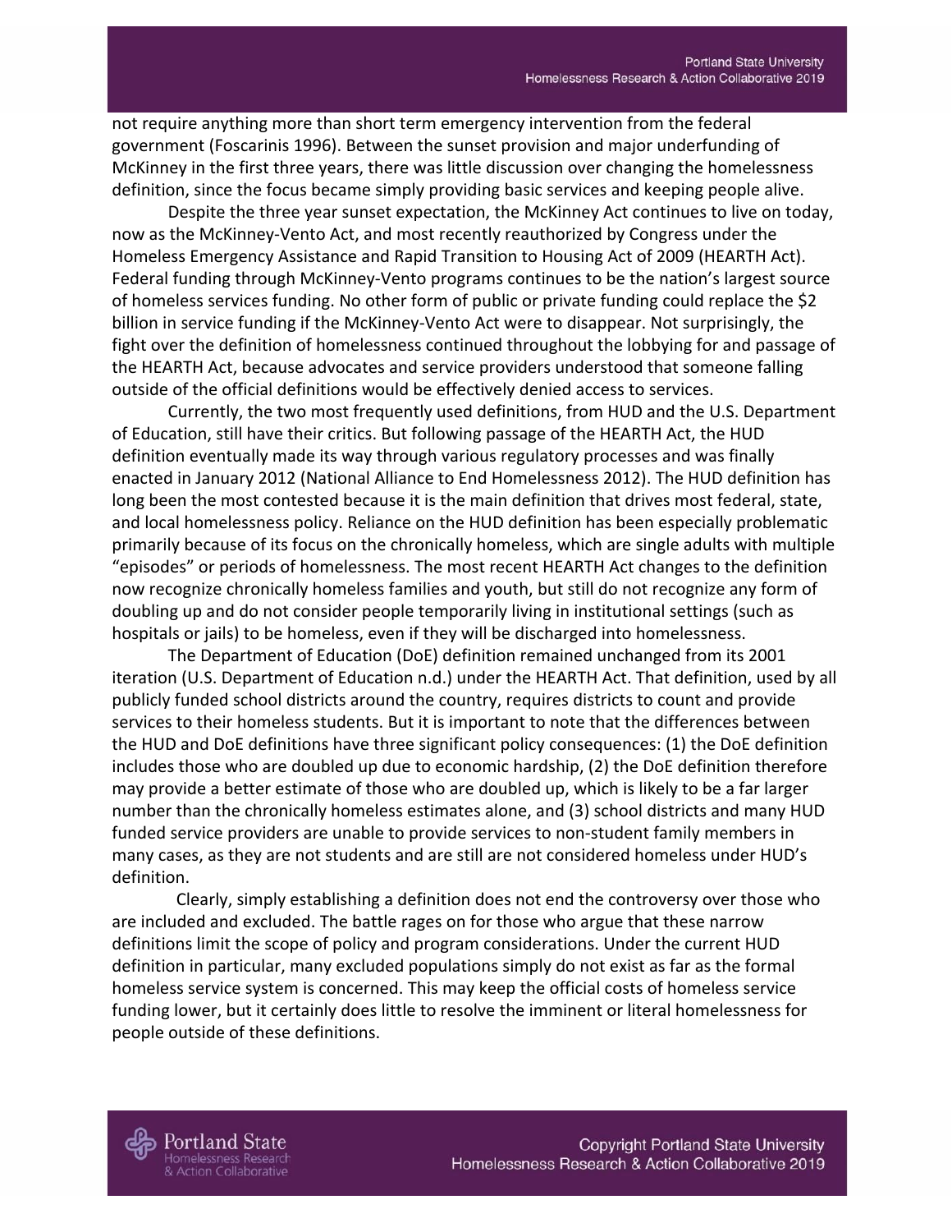not require anything more than short term emergency intervention from the federal government (Foscarinis 1996). Between the sunset provision and major underfunding of McKinney in the first three years, there was little discussion over changing the homelessness definition, since the focus became simply providing basic services and keeping people alive.

Despite the three year sunset expectation, the McKinney Act continues to live on today, now as the McKinney-Vento Act, and most recently reauthorized by Congress under the Homeless Emergency Assistance and Rapid Transition to Housing Act of 2009 (HEARTH Act). Federal funding through McKinney-Vento programs continues to be the nation's largest source of homeless services funding. No other form of public or private funding could replace the $2 billion in service funding if the McKinney-Vento Act were to disappear. Not surprisingly, the fight over the definition of homelessness continued throughout the lobbying for and passage of the HEARTH Act, because advocates and service providers understood that someone falling outside of the official definitions would be effectively denied access to services.

Currently, the two most frequently used definitions, from HUD and the U.S. Department of Education, still have their critics. But following passage of the HEARTH Act, the HUD definition eventually made its way through various regulatory processes and was finally enacted in January 2012 (National Alliance to End Homelessness 2012). The HUD definition has long been the most contested because it is the main definition that drives most federal, state, and local homelessness policy. Reliance on the HUD definition has been especially problematic primarily because of its focus on the chronically homeless, which are single adults with multiple "episodes" or periods of homelessness. The most recent HEARTH Act changes to the definition now recognize chronically homeless families and youth, but still do not recognize any form of doubling up and do not consider people temporarily living in institutional settings (such as hospitals or jails) to be homeless, even if they will be discharged into homelessness.

The Department of Education (DoE) definition remained unchanged from its 2001 iteration (U.S. Department of Education n.d.) under the HEARTH Act. That definition, used by all publicly funded school districts around the country, requires districts to count and provide services to their homeless students. But it is important to note that the differences between the HUD and DoE definitions have three significant policy consequences: (1) the DoE definition includes those who are doubled up due to economic hardship, (2) the DoE definition therefore may provide a better estimate of those who are doubled up, which is likely to be a far larger number than the chronically homeless estimates alone, and (3) school districts and many HUD funded service providers are unable to provide services to non-student family members in many cases, as they are not students and are still are not considered homeless under HUD's definition.

Clearly, simply establishing a definition does not end the controversy over those who are included and excluded. The battle rages on for those who argue that these narrow definitions limit the scope of policy and program considerations. Under the current HUD definition in particular, many excluded populations simply do not exist as far as the formal homeless service system is concerned. This may keep the official costs of homeless service funding lower, but it certainly does little to resolve the imminent or literal homelessness for people outside of these definitions.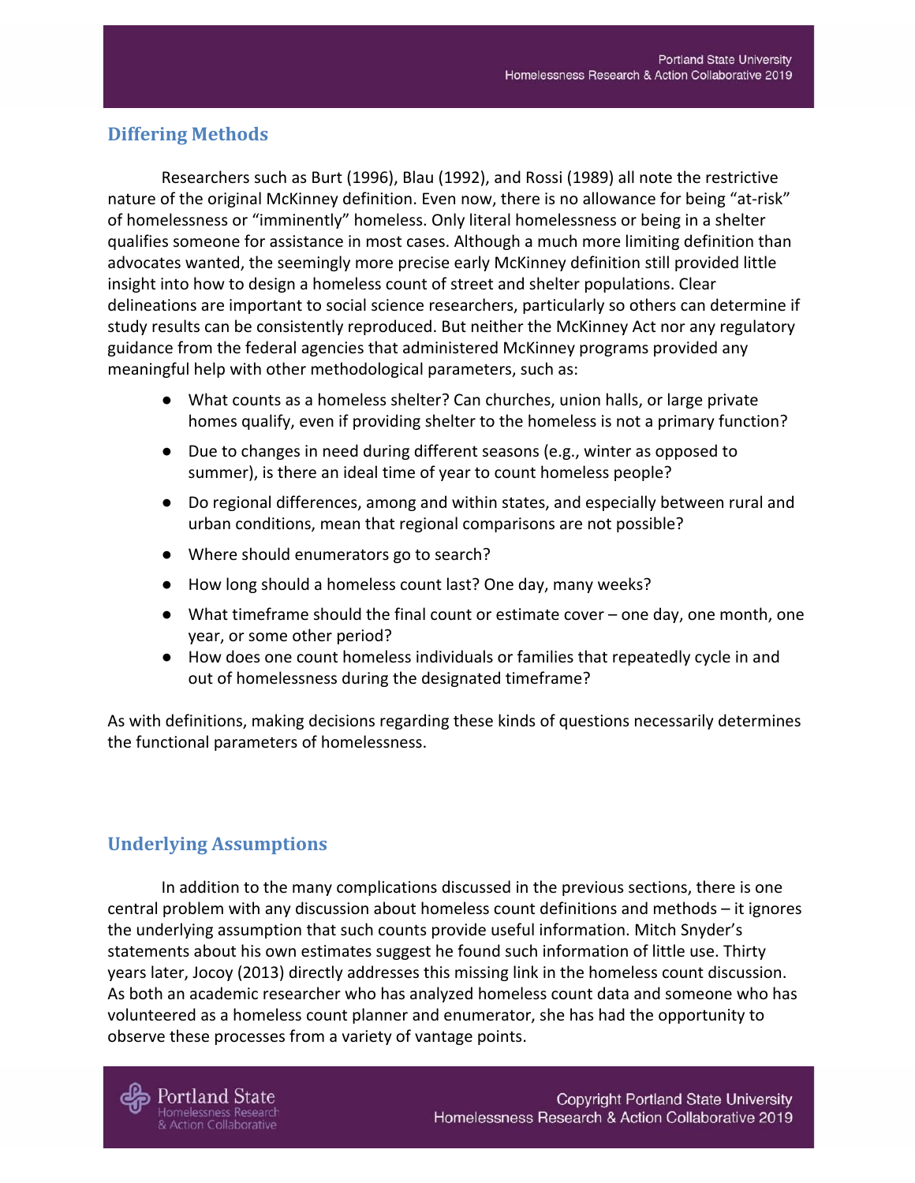## Differing Methods

Researchers such as Burt (1996), Blau (1992), and Rossi (1989) all note the restrictive nature of the original McKinney definition. Even now, there is no allowance for being "at-risk" of homelessness or "imminently" homeless. Only literal homelessness or being in a shelter qualifies someone for assistance in most cases. Although a much more limiting definition than advocates wanted, the seemingly more precise early McKinney definition still provided little insight into how to design a homeless count of street and shelter populations. Clear delineations are important to social science researchers, particularly so others can determine if study results can be consistently reproduced. But neither the McKinney Act nor any regulatory guidance from the federal agencies that administered McKinney programs provided any meaningful help with other methodological parameters, such as:

- What counts as a homeless shelter? Can churches, union halls, or large private homes qualify, even if providing shelter to the homeless is not a primary function?
- Due to changes in need during different seasons (e.g., winter as opposed to summer), is there an ideal time of year to count homeless people?
- Do regional differences, among and within states, and especially between rural and urban conditions, mean that regional comparisons are not possible?
- Where should enumerators go to search?
- How long should a homeless count last? One day, many weeks?
- What timeframe should the final count or estimate cover – one day, one month, one year, or some other period?
- How does one count homeless individuals or families that repeatedly cycle in and out of homelessness during the designated timeframe?

As with definitions, making decisions regarding these kinds of questions necessarily determines the functional parameters of homelessness.

## Underlying Assumptions

In addition to the many complications discussed in the previous sections, there is one central problem with any discussion about homeless count definitions and methods – it ignores the underlying assumption that such counts provide useful information. Mitch Snyder's statements about his own estimates suggest he found such information of little use. Thirty years later, Jocoy (2013) directly addresses this missing link in the homeless count discussion. As both an academic researcher who has analyzed homeless count data and someone who has volunteered as a homeless count planner and enumerator, she has had the opportunity to observe these processes from a variety of vantage points.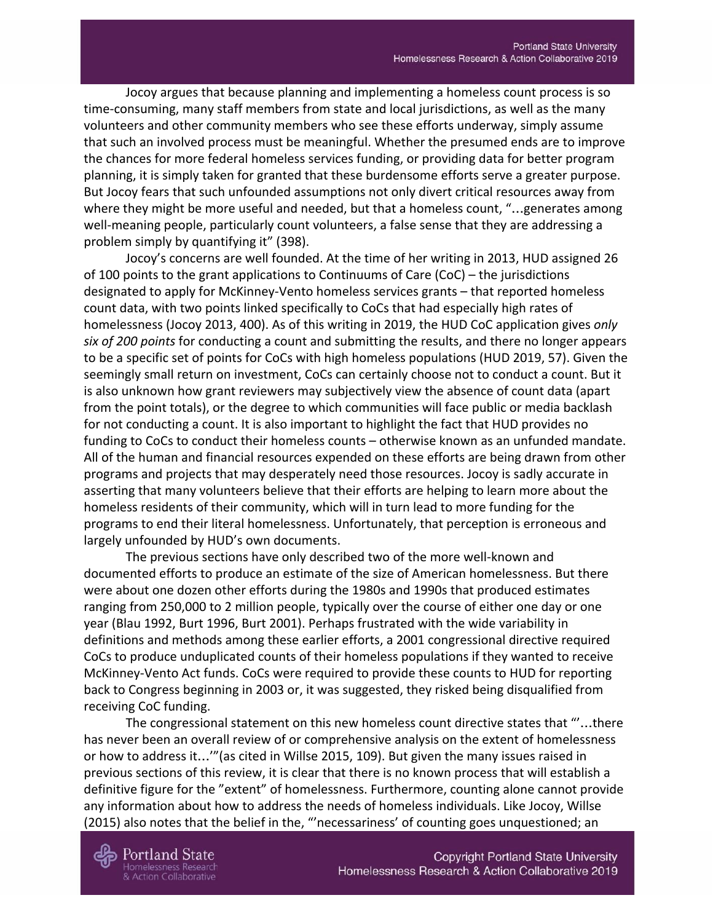Jocoy argues that because planning and implementing a homeless count process is so time-consuming, many staff members from state and local jurisdictions, as well as the many volunteers and other community members who see these efforts underway, simply assume that such an involved process must be meaningful. Whether the presumed ends are to improve the chances for more federal homeless services funding, or providing data for better program planning, it is simply taken for granted that these burdensome efforts serve a greater purpose. But Jocoy fears that such unfounded assumptions not only divert critical resources away from where they might be more useful and needed, but that a homeless count, "…generates among well-meaning people, particularly count volunteers, a false sense that they are addressing a problem simply by quantifying it" (398).

Jocoy's concerns are well founded. At the time of her writing in 2013, HUD assigned 26 of 100 points to the grant applications to Continuums of Care (CoC) – the jurisdictions designated to apply for McKinney-Vento homeless services grants – that reported homeless count data, with two points linked specifically to CoCs that had especially high rates of homelessness (Jocoy 2013, 400). As of this writing in 2019, the HUD CoC application gives *only six of 200 points* for conducting a count and submitting the results, and there no longer appears to be a specific set of points for CoCs with high homeless populations (HUD 2019, 57). Given the seemingly small return on investment, CoCs can certainly choose not to conduct a count. But it is also unknown how grant reviewers may subjectively view the absence of count data (apart from the point totals), or the degree to which communities will face public or media backlash for not conducting a count. It is also important to highlight the fact that HUD provides no funding to CoCs to conduct their homeless counts – otherwise known as an unfunded mandate. All of the human and financial resources expended on these efforts are being drawn from other programs and projects that may desperately need those resources. Jocoy is sadly accurate in asserting that many volunteers believe that their efforts are helping to learn more about the homeless residents of their community, which will in turn lead to more funding for the programs to end their literal homelessness. Unfortunately, that perception is erroneous and largely unfounded by HUD's own documents.

The previous sections have only described two of the more well-known and documented efforts to produce an estimate of the size of American homelessness. But there were about one dozen other efforts during the 1980s and 1990s that produced estimates ranging from 250,000 to 2 million people, typically over the course of either one day or one year (Blau 1992, Burt 1996, Burt 2001). Perhaps frustrated with the wide variability in definitions and methods among these earlier efforts, a 2001 congressional directive required CoCs to produce unduplicated counts of their homeless populations if they wanted to receive McKinney-Vento Act funds. CoCs were required to provide these counts to HUD for reporting back to Congress beginning in 2003 or, it was suggested, they risked being disqualified from receiving CoC funding.

The congressional statement on this new homeless count directive states that "'…there has never been an overall review of or comprehensive analysis on the extent of homelessness or how to address it…'"(as cited in Willse 2015, 109). But given the many issues raised in previous sections of this review, it is clear that there is no known process that will establish a definitive figure for the "extent" of homelessness. Furthermore, counting alone cannot provide any information about how to address the needs of homeless individuals. Like Jocoy, Willse (2015) also notes that the belief in the, "'necessariness' of counting goes unquestioned; an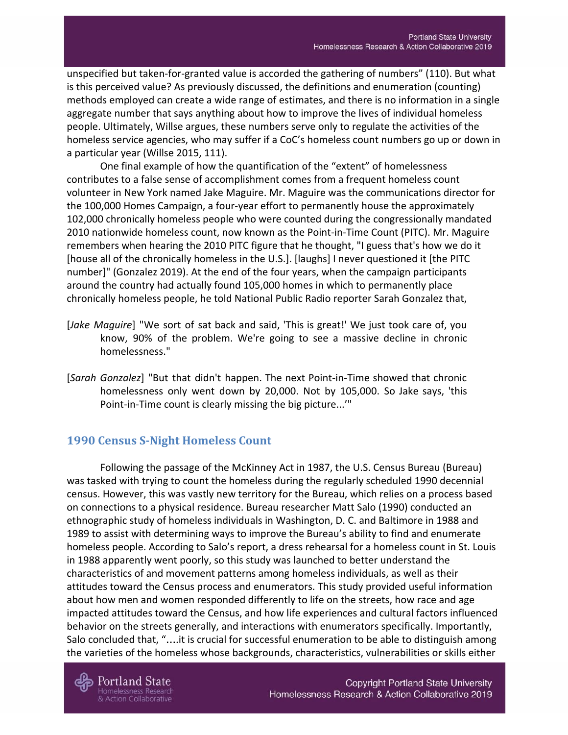unspecified but taken-for-granted value is accorded the gathering of numbers" (110). But what is this perceived value? As previously discussed, the definitions and enumeration (counting) methods employed can create a wide range of estimates, and there is no information in a single aggregate number that says anything about how to improve the lives of individual homeless people. Ultimately, Willse argues, these numbers serve only to regulate the activities of the homeless service agencies, who may suffer if a CoC's homeless count numbers go up or down in a particular year (Willse 2015, 111).

One final example of how the quantification of the "extent" of homelessness contributes to a false sense of accomplishment comes from a frequent homeless count volunteer in New York named Jake Maguire. Mr. Maguire was the communications director for the 100,000 Homes Campaign, a four-year effort to permanently house the approximately 102,000 chronically homeless people who were counted during the congressionally mandated 2010 nationwide homeless count, now known as the Point-in-Time Count (PITC). Mr. Maguire remembers when hearing the 2010 PITC figure that he thought, "I guess that's how we do it [house all of the chronically homeless in the U.S.]. [laughs] I never questioned it [the PITC number]" (Gonzalez 2019). At the end of the four years, when the campaign participants around the country had actually found 105,000 homes in which to permanently place chronically homeless people, he told National Public Radio reporter Sarah Gonzalez that,

> [*Jake Maguire*] "We sort of sat back and said, 'This is great!' We just took care of, you know, 90% of the problem. We're going to see a massive decline in chronic homelessness."

> [*Sarah Gonzalez*] "But that didn't happen. The next Point-in-Time showed that chronic homelessness only went down by 20,000. Not by 105,000. So Jake says, 'this Point-in-Time count is clearly missing the big picture...'"

## 1990 Census S-Night Homeless Count

Following the passage of the McKinney Act in 1987, the U.S. Census Bureau (Bureau) was tasked with trying to count the homeless during the regularly scheduled 1990 decennial census. However, this was vastly new territory for the Bureau, which relies on a process based on connections to a physical residence. Bureau researcher Matt Salo (1990) conducted an ethnographic study of homeless individuals in Washington, D. C. and Baltimore in 1988 and 1989 to assist with determining ways to improve the Bureau's ability to find and enumerate homeless people. According to Salo's report, a dress rehearsal for a homeless count in St. Louis in 1988 apparently went poorly, so this study was launched to better understand the characteristics of and movement patterns among homeless individuals, as well as their attitudes toward the Census process and enumerators. This study provided useful information about how men and women responded differently to life on the streets, how race and age impacted attitudes toward the Census, and how life experiences and cultural factors influenced behavior on the streets generally, and interactions with enumerators specifically. Importantly, Salo concluded that, "....it is crucial for successful enumeration to be able to distinguish among the varieties of the homeless whose backgrounds, characteristics, vulnerabilities or skills either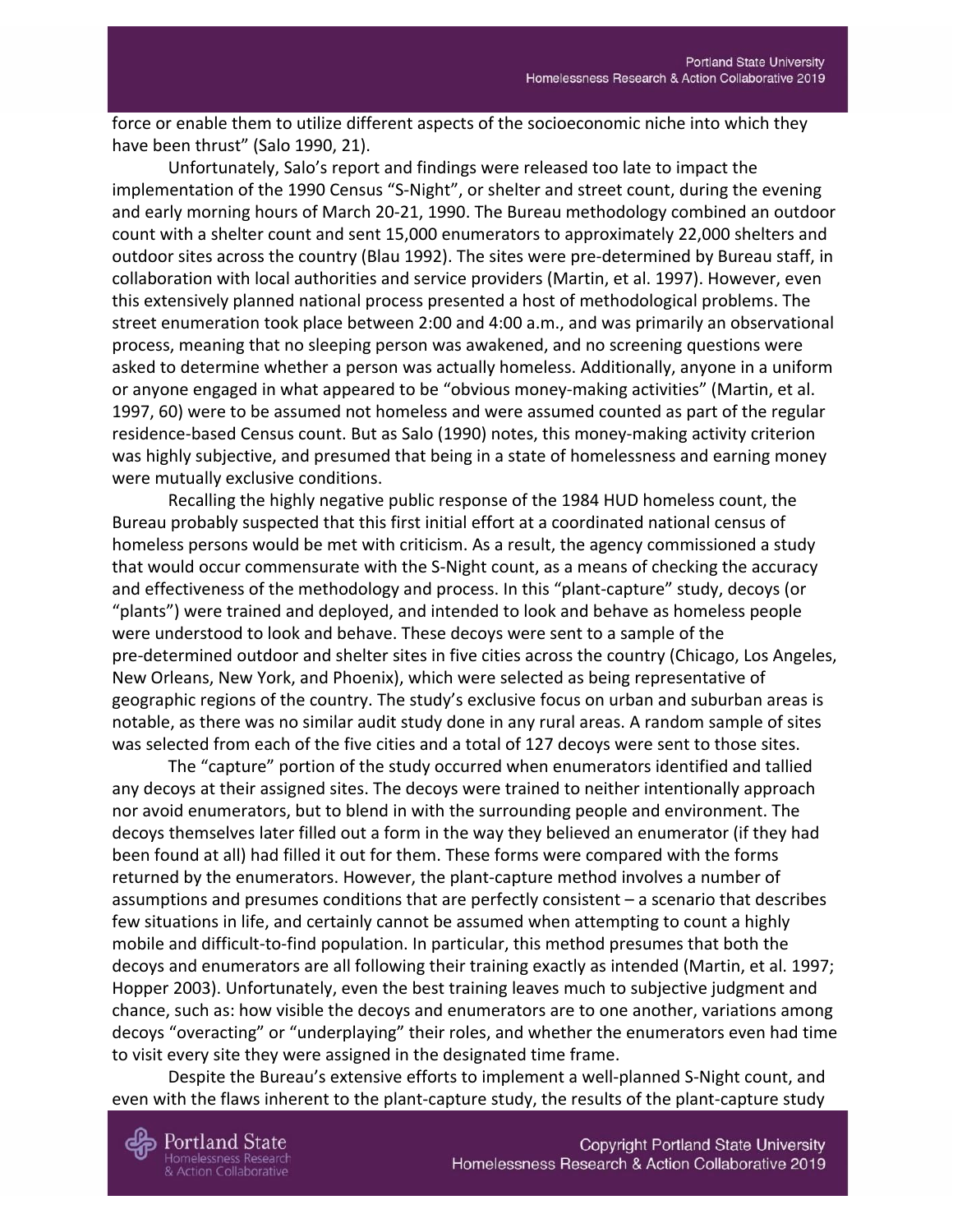force or enable them to utilize different aspects of the socioeconomic niche into which they have been thrust" (Salo 1990, 21).

Unfortunately, Salo's report and findings were released too late to impact the implementation of the 1990 Census "S-Night", or shelter and street count, during the evening and early morning hours of March 20-21, 1990. The Bureau methodology combined an outdoor count with a shelter count and sent 15,000 enumerators to approximately 22,000 shelters and outdoor sites across the country (Blau 1992). The sites were pre-determined by Bureau staff, in collaboration with local authorities and service providers (Martin, et al. 1997). However, even this extensively planned national process presented a host of methodological problems. The street enumeration took place between 2:00 and 4:00 a.m., and was primarily an observational process, meaning that no sleeping person was awakened, and no screening questions were asked to determine whether a person was actually homeless. Additionally, anyone in a uniform or anyone engaged in what appeared to be "obvious money-making activities" (Martin, et al. 1997, 60) were to be assumed not homeless and were assumed counted as part of the regular residence-based Census count. But as Salo (1990) notes, this money-making activity criterion was highly subjective, and presumed that being in a state of homelessness and earning money were mutually exclusive conditions.

Recalling the highly negative public response of the 1984 HUD homeless count, the Bureau probably suspected that this first initial effort at a coordinated national census of homeless persons would be met with criticism. As a result, the agency commissioned a study that would occur commensurate with the S-Night count, as a means of checking the accuracy and effectiveness of the methodology and process. In this "plant-capture" study, decoys (or "plants") were trained and deployed, and intended to look and behave as homeless people were understood to look and behave. These decoys were sent to a sample of the pre-determined outdoor and shelter sites in five cities across the country (Chicago, Los Angeles, New Orleans, New York, and Phoenix), which were selected as being representative of geographic regions of the country. The study's exclusive focus on urban and suburban areas is notable, as there was no similar audit study done in any rural areas. A random sample of sites was selected from each of the five cities and a total of 127 decoys were sent to those sites.

The "capture" portion of the study occurred when enumerators identified and tallied any decoys at their assigned sites. The decoys were trained to neither intentionally approach nor avoid enumerators, but to blend in with the surrounding people and environment. The decoys themselves later filled out a form in the way they believed an enumerator (if they had been found at all) had filled it out for them. These forms were compared with the forms returned by the enumerators. However, the plant-capture method involves a number of assumptions and presumes conditions that are perfectly consistent – a scenario that describes few situations in life, and certainly cannot be assumed when attempting to count a highly mobile and difficult-to-find population. In particular, this method presumes that both the decoys and enumerators are all following their training exactly as intended (Martin, et al. 1997; Hopper 2003). Unfortunately, even the best training leaves much to subjective judgment and chance, such as: how visible the decoys and enumerators are to one another, variations among decoys "overacting" or "underplaying" their roles, and whether the enumerators even had time to visit every site they were assigned in the designated time frame.

Despite the Bureau's extensive efforts to implement a well-planned S-Night count, and even with the flaws inherent to the plant-capture study, the results of the plant-capture study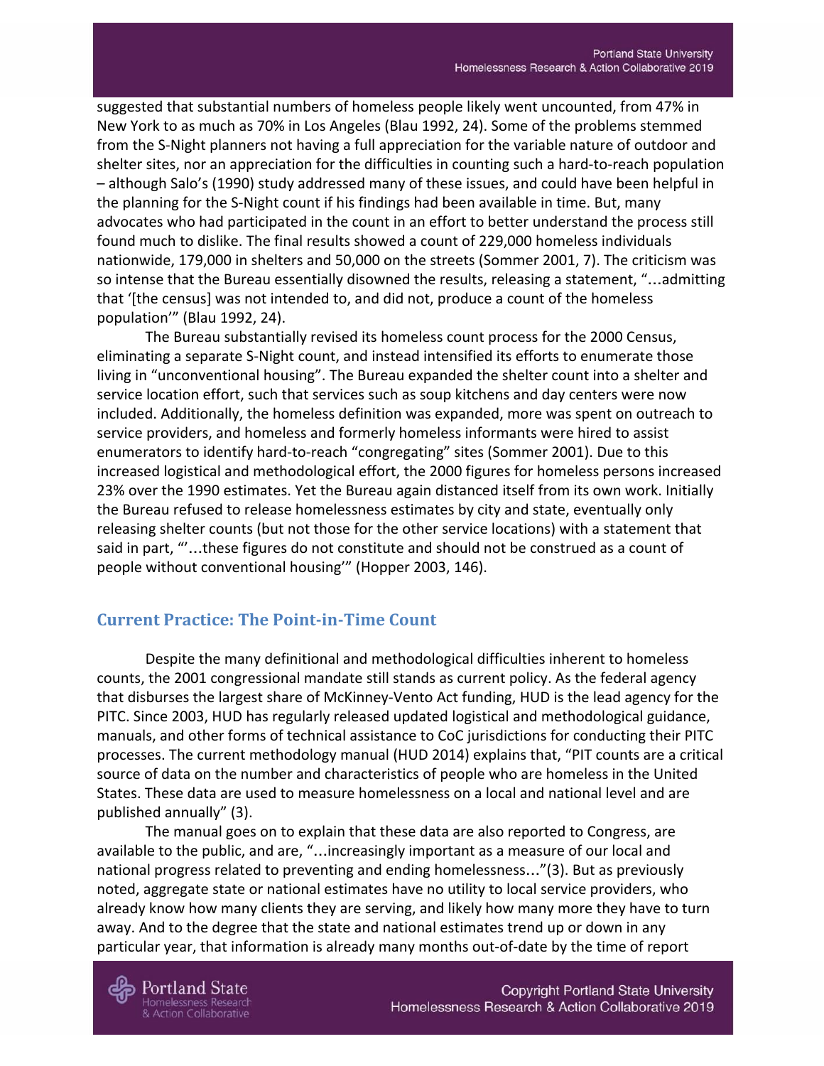suggested that substantial numbers of homeless people likely went uncounted, from 47% in New York to as much as 70% in Los Angeles (Blau 1992, 24). Some of the problems stemmed from the S-Night planners not having a full appreciation for the variable nature of outdoor and shelter sites, nor an appreciation for the difficulties in counting such a hard-to-reach population – although Salo's (1990) study addressed many of these issues, and could have been helpful in the planning for the S-Night count if his findings had been available in time. But, many advocates who had participated in the count in an effort to better understand the process still found much to dislike. The final results showed a count of 229,000 homeless individuals nationwide, 179,000 in shelters and 50,000 on the streets (Sommer 2001, 7). The criticism was so intense that the Bureau essentially disowned the results, releasing a statement, "…admitting that '[the census] was not intended to, and did not, produce a count of the homeless population'" (Blau 1992, 24).

The Bureau substantially revised its homeless count process for the 2000 Census, eliminating a separate S-Night count, and instead intensified its efforts to enumerate those living in "unconventional housing". The Bureau expanded the shelter count into a shelter and service location effort, such that services such as soup kitchens and day centers were now included. Additionally, the homeless definition was expanded, more was spent on outreach to service providers, and homeless and formerly homeless informants were hired to assist enumerators to identify hard-to-reach "congregating" sites (Sommer 2001). Due to this increased logistical and methodological effort, the 2000 figures for homeless persons increased 23% over the 1990 estimates. Yet the Bureau again distanced itself from its own work. Initially the Bureau refused to release homelessness estimates by city and state, eventually only releasing shelter counts (but not those for the other service locations) with a statement that said in part, "'…these figures do not constitute and should not be construed as a count of people without conventional housing'" (Hopper 2003, 146).

## Current Practice: The Point-in-Time Count

Despite the many definitional and methodological difficulties inherent to homeless counts, the 2001 congressional mandate still stands as current policy. As the federal agency that disburses the largest share of McKinney-Vento Act funding, HUD is the lead agency for the PITC. Since 2003, HUD has regularly released updated logistical and methodological guidance, manuals, and other forms of technical assistance to CoC jurisdictions for conducting their PITC processes. The current methodology manual (HUD 2014) explains that, "PIT counts are a critical source of data on the number and characteristics of people who are homeless in the United States. These data are used to measure homelessness on a local and national level and are published annually" (3).

The manual goes on to explain that these data are also reported to Congress, are available to the public, and are, "…increasingly important as a measure of our local and national progress related to preventing and ending homelessness…"(3). But as previously noted, aggregate state or national estimates have no utility to local service providers, who already know how many clients they are serving, and likely how many more they have to turn away. And to the degree that the state and national estimates trend up or down in any particular year, that information is already many months out-of-date by the time of report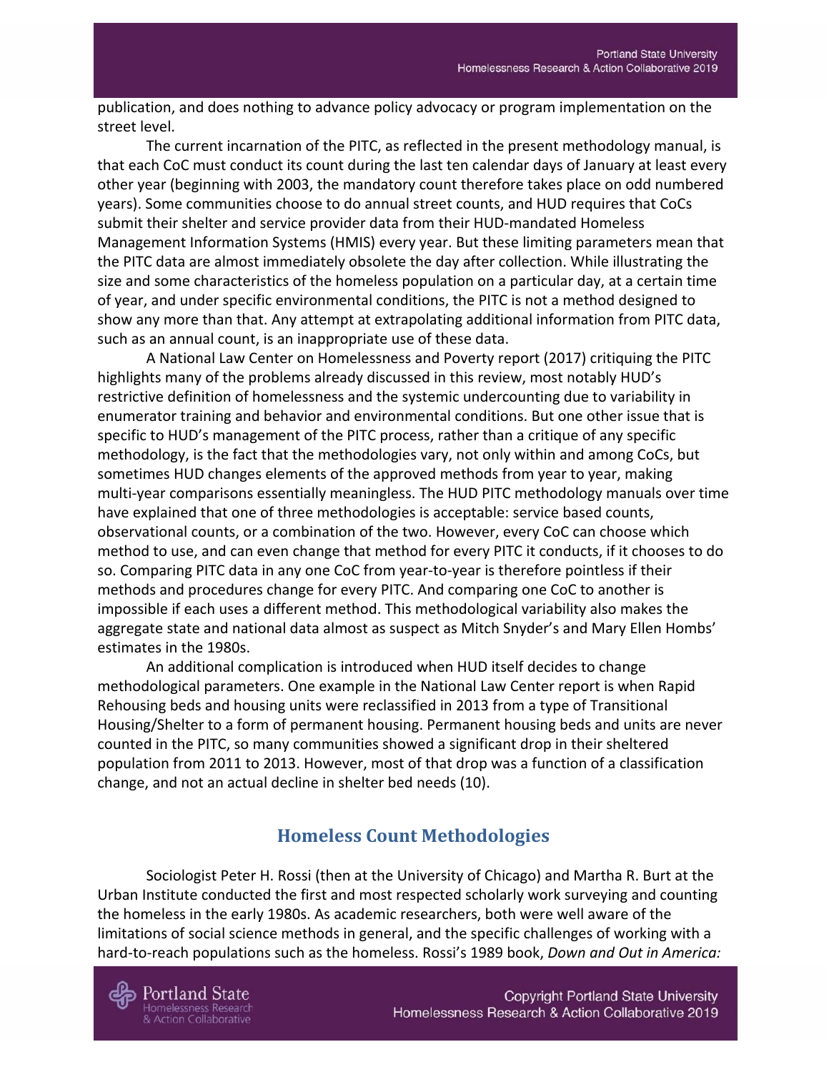publication, and does nothing to advance policy advocacy or program implementation on the street level.

The current incarnation of the PITC, as reflected in the present methodology manual, is that each CoC must conduct its count during the last ten calendar days of January at least every other year (beginning with 2003, the mandatory count therefore takes place on odd numbered years). Some communities choose to do annual street counts, and HUD requires that CoCs submit their shelter and service provider data from their HUD-mandated Homeless Management Information Systems (HMIS) every year. But these limiting parameters mean that the PITC data are almost immediately obsolete the day after collection. While illustrating the size and some characteristics of the homeless population on a particular day, at a certain time of year, and under specific environmental conditions, the PITC is not a method designed to show any more than that. Any attempt at extrapolating additional information from PITC data, such as an annual count, is an inappropriate use of these data.

A National Law Center on Homelessness and Poverty report (2017) critiquing the PITC highlights many of the problems already discussed in this review, most notably HUD's restrictive definition of homelessness and the systemic undercounting due to variability in enumerator training and behavior and environmental conditions. But one other issue that is specific to HUD's management of the PITC process, rather than a critique of any specific methodology, is the fact that the methodologies vary, not only within and among CoCs, but sometimes HUD changes elements of the approved methods from year to year, making multi-year comparisons essentially meaningless. The HUD PITC methodology manuals over time have explained that one of three methodologies is acceptable: service based counts, observational counts, or a combination of the two. However, every CoC can choose which method to use, and can even change that method for every PITC it conducts, if it chooses to do so. Comparing PITC data in any one CoC from year-to-year is therefore pointless if their methods and procedures change for every PITC. And comparing one CoC to another is impossible if each uses a different method. This methodological variability also makes the aggregate state and national data almost as suspect as Mitch Snyder's and Mary Ellen Hombs' estimates in the 1980s.

An additional complication is introduced when HUD itself decides to change methodological parameters. One example in the National Law Center report is when Rapid Rehousing beds and housing units were reclassified in 2013 from a type of Transitional Housing/Shelter to a form of permanent housing. Permanent housing beds and units are never counted in the PITC, so many communities showed a significant drop in their sheltered population from 2011 to 2013. However, most of that drop was a function of a classification change, and not an actual decline in shelter bed needs (10).

## Homeless Count Methodologies

Sociologist Peter H. Rossi (then at the University of Chicago) and Martha R. Burt at the Urban Institute conducted the first and most respected scholarly work surveying and counting the homeless in the early 1980s. As academic researchers, both were well aware of the limitations of social science methods in general, and the specific challenges of working with a hard-to-reach populations such as the homeless. Rossi's 1989 book, *Down and Out in America:*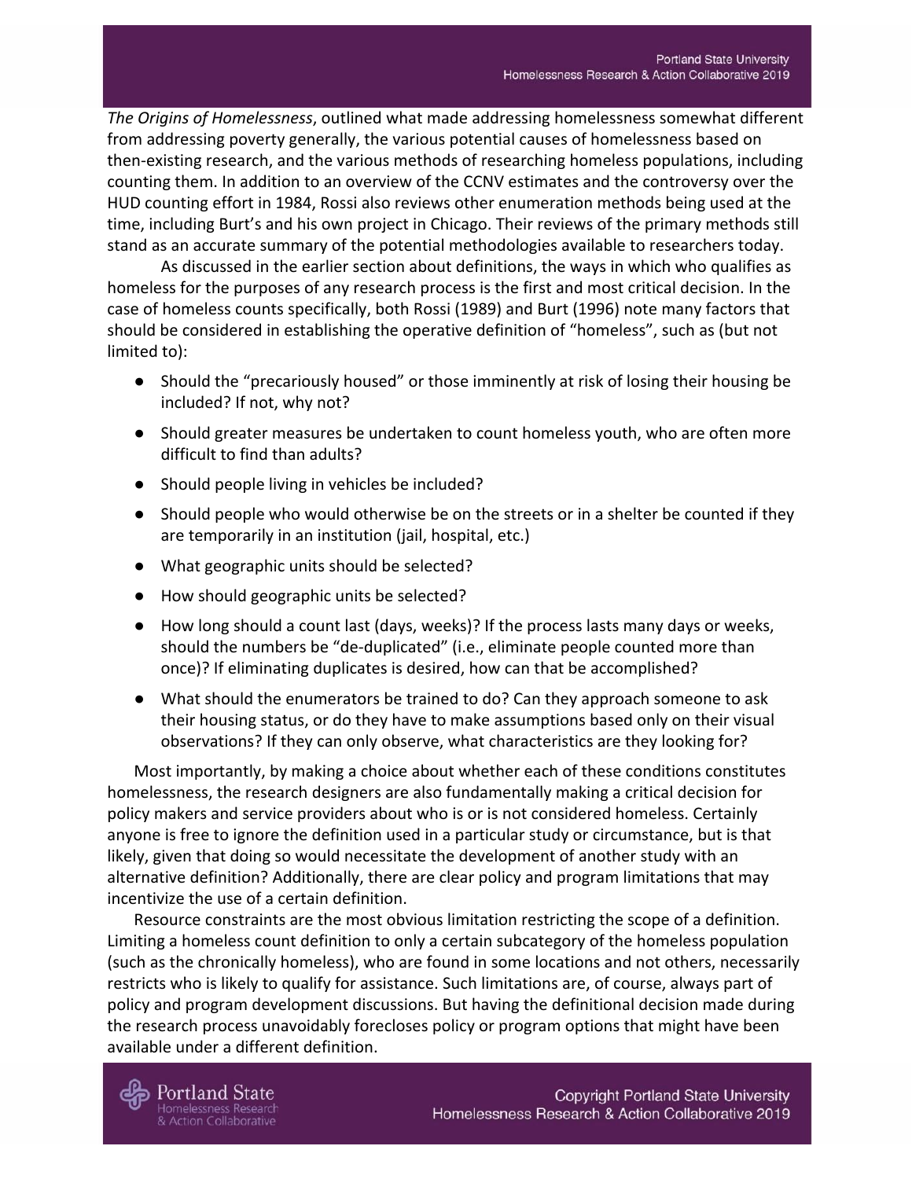*The Origins of Homelessness*, outlined what made addressing homelessness somewhat different from addressing poverty generally, the various potential causes of homelessness based on then-existing research, and the various methods of researching homeless populations, including counting them. In addition to an overview of the CCNV estimates and the controversy over the HUD counting effort in 1984, Rossi also reviews other enumeration methods being used at the time, including Burt's and his own project in Chicago. Their reviews of the primary methods still stand as an accurate summary of the potential methodologies available to researchers today.

As discussed in the earlier section about definitions, the ways in which who qualifies as homeless for the purposes of any research process is the first and most critical decision. In the case of homeless counts specifically, both Rossi (1989) and Burt (1996) note many factors that should be considered in establishing the operative definition of "homeless", such as (but not limited to):

- Should the "precariously housed" or those imminently at risk of losing their housing be included? If not, why not?
- Should greater measures be undertaken to count homeless youth, who are often more difficult to find than adults?
- Should people living in vehicles be included?
- Should people who would otherwise be on the streets or in a shelter be counted if they are temporarily in an institution (jail, hospital, etc.)
- What geographic units should be selected?
- How should geographic units be selected?
- How long should a count last (days, weeks)? If the process lasts many days or weeks, should the numbers be "de-duplicated" (i.e., eliminate people counted more than once)? If eliminating duplicates is desired, how can that be accomplished?
- What should the enumerators be trained to do? Can they approach someone to ask their housing status, or do they have to make assumptions based only on their visual observations? If they can only observe, what characteristics are they looking for?

Most importantly, by making a choice about whether each of these conditions constitutes homelessness, the research designers are also fundamentally making a critical decision for policy makers and service providers about who is or is not considered homeless. Certainly anyone is free to ignore the definition used in a particular study or circumstance, but is that likely, given that doing so would necessitate the development of another study with an alternative definition? Additionally, there are clear policy and program limitations that may incentivize the use of a certain definition.

Resource constraints are the most obvious limitation restricting the scope of a definition. Limiting a homeless count definition to only a certain subcategory of the homeless population (such as the chronically homeless), who are found in some locations and not others, necessarily restricts who is likely to qualify for assistance. Such limitations are, of course, always part of policy and program development discussions. But having the definitional decision made during the research process unavoidably forecloses policy or program options that might have been available under a different definition.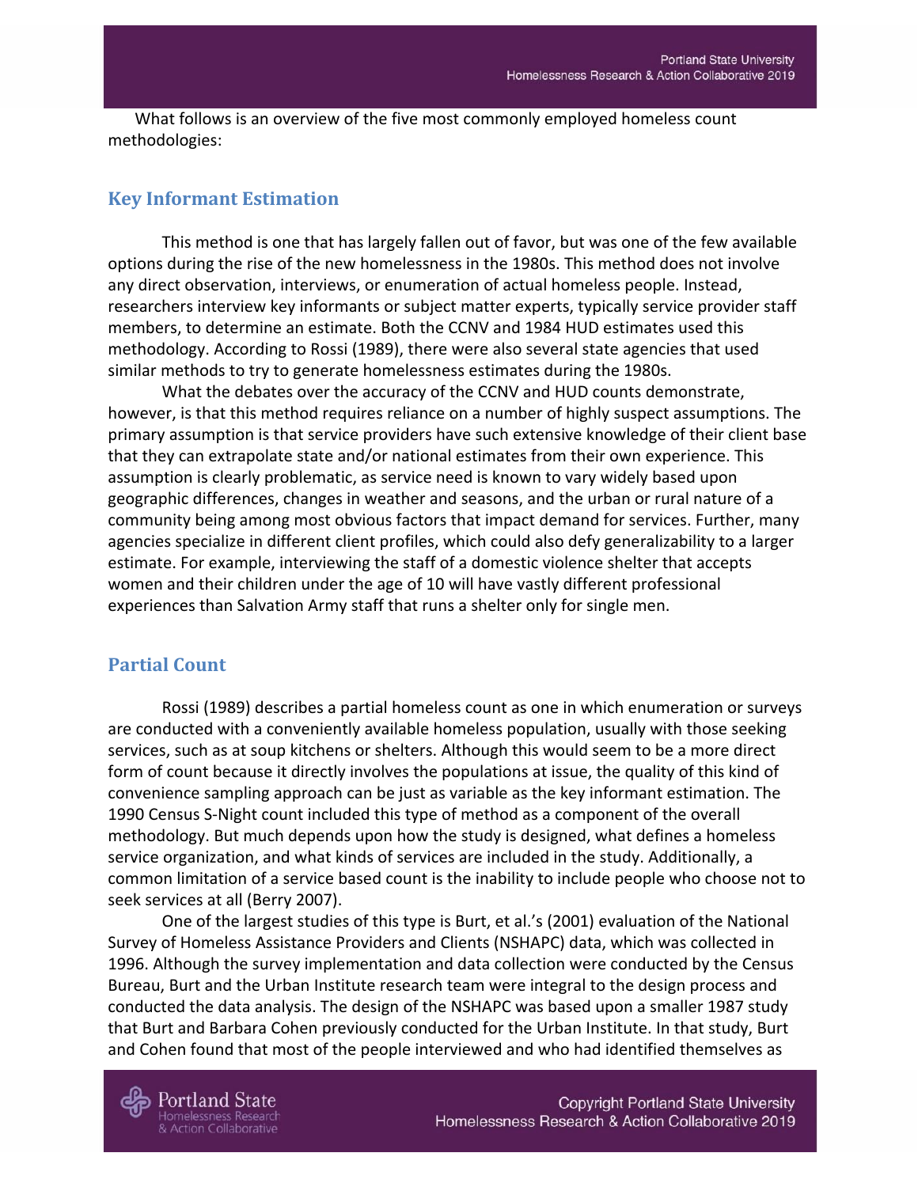What follows is an overview of the five most commonly employed homeless count methodologies:

## Key Informant Estimation

This method is one that has largely fallen out of favor, but was one of the few available options during the rise of the new homelessness in the 1980s. This method does not involve any direct observation, interviews, or enumeration of actual homeless people. Instead, researchers interview key informants or subject matter experts, typically service provider staff members, to determine an estimate. Both the CCNV and 1984 HUD estimates used this methodology. According to Rossi (1989), there were also several state agencies that used similar methods to try to generate homelessness estimates during the 1980s.

What the debates over the accuracy of the CCNV and HUD counts demonstrate, however, is that this method requires reliance on a number of highly suspect assumptions. The primary assumption is that service providers have such extensive knowledge of their client base that they can extrapolate state and/or national estimates from their own experience. This assumption is clearly problematic, as service need is known to vary widely based upon geographic differences, changes in weather and seasons, and the urban or rural nature of a community being among most obvious factors that impact demand for services. Further, many agencies specialize in different client profiles, which could also defy generalizability to a larger estimate. For example, interviewing the staff of a domestic violence shelter that accepts women and their children under the age of 10 will have vastly different professional experiences than Salvation Army staff that runs a shelter only for single men.

## Partial Count

Rossi (1989) describes a partial homeless count as one in which enumeration or surveys are conducted with a conveniently available homeless population, usually with those seeking services, such as at soup kitchens or shelters. Although this would seem to be a more direct form of count because it directly involves the populations at issue, the quality of this kind of convenience sampling approach can be just as variable as the key informant estimation. The 1990 Census S-Night count included this type of method as a component of the overall methodology. But much depends upon how the study is designed, what defines a homeless service organization, and what kinds of services are included in the study. Additionally, a common limitation of a service based count is the inability to include people who choose not to seek services at all (Berry 2007).

One of the largest studies of this type is Burt, et al.'s (2001) evaluation of the National Survey of Homeless Assistance Providers and Clients (NSHAPC) data, which was collected in 1996. Although the survey implementation and data collection were conducted by the Census Bureau, Burt and the Urban Institute research team were integral to the design process and conducted the data analysis. The design of the NSHAPC was based upon a smaller 1987 study that Burt and Barbara Cohen previously conducted for the Urban Institute. In that study, Burt and Cohen found that most of the people interviewed and who had identified themselves as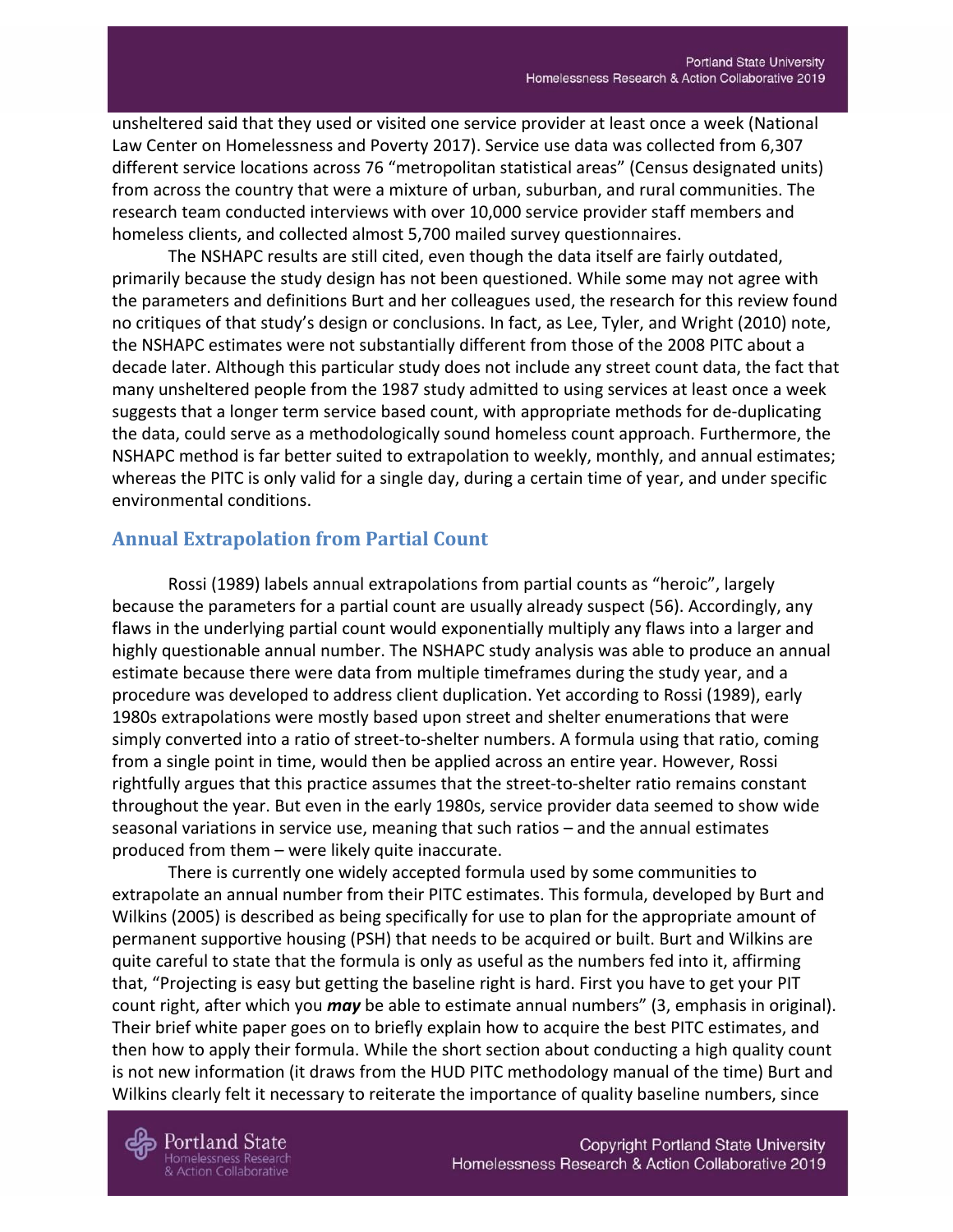unsheltered said that they used or visited one service provider at least once a week (National Law Center on Homelessness and Poverty 2017). Service use data was collected from 6,307 different service locations across 76 "metropolitan statistical areas" (Census designated units) from across the country that were a mixture of urban, suburban, and rural communities. The research team conducted interviews with over 10,000 service provider staff members and homeless clients, and collected almost 5,700 mailed survey questionnaires.

The NSHAPC results are still cited, even though the data itself are fairly outdated, primarily because the study design has not been questioned. While some may not agree with the parameters and definitions Burt and her colleagues used, the research for this review found no critiques of that study's design or conclusions. In fact, as Lee, Tyler, and Wright (2010) note, the NSHAPC estimates were not substantially different from those of the 2008 PITC about a decade later. Although this particular study does not include any street count data, the fact that many unsheltered people from the 1987 study admitted to using services at least once a week suggests that a longer term service based count, with appropriate methods for de-duplicating the data, could serve as a methodologically sound homeless count approach. Furthermore, the NSHAPC method is far better suited to extrapolation to weekly, monthly, and annual estimates; whereas the PITC is only valid for a single day, during a certain time of year, and under specific environmental conditions.

## Annual Extrapolation from Partial Count

Rossi (1989) labels annual extrapolations from partial counts as "heroic", largely because the parameters for a partial count are usually already suspect (56). Accordingly, any flaws in the underlying partial count would exponentially multiply any flaws into a larger and highly questionable annual number. The NSHAPC study analysis was able to produce an annual estimate because there were data from multiple timeframes during the study year, and a procedure was developed to address client duplication. Yet according to Rossi (1989), early 1980s extrapolations were mostly based upon street and shelter enumerations that were simply converted into a ratio of street-to-shelter numbers. A formula using that ratio, coming from a single point in time, would then be applied across an entire year. However, Rossi rightfully argues that this practice assumes that the street-to-shelter ratio remains constant throughout the year. But even in the early 1980s, service provider data seemed to show wide seasonal variations in service use, meaning that such ratios – and the annual estimates produced from them – were likely quite inaccurate.

There is currently one widely accepted formula used by some communities to extrapolate an annual number from their PITC estimates. This formula, developed by Burt and Wilkins (2005) is described as being specifically for use to plan for the appropriate amount of permanent supportive housing (PSH) that needs to be acquired or built. Burt and Wilkins are quite careful to state that the formula is only as useful as the numbers fed into it, affirming that, "Projecting is easy but getting the baseline right is hard. First you have to get your PIT count right, after which you ***may*** be able to estimate annual numbers" (3, emphasis in original). Their brief white paper goes on to briefly explain how to acquire the best PITC estimates, and then how to apply their formula. While the short section about conducting a high quality count is not new information (it draws from the HUD PITC methodology manual of the time) Burt and Wilkins clearly felt it necessary to reiterate the importance of quality baseline numbers, since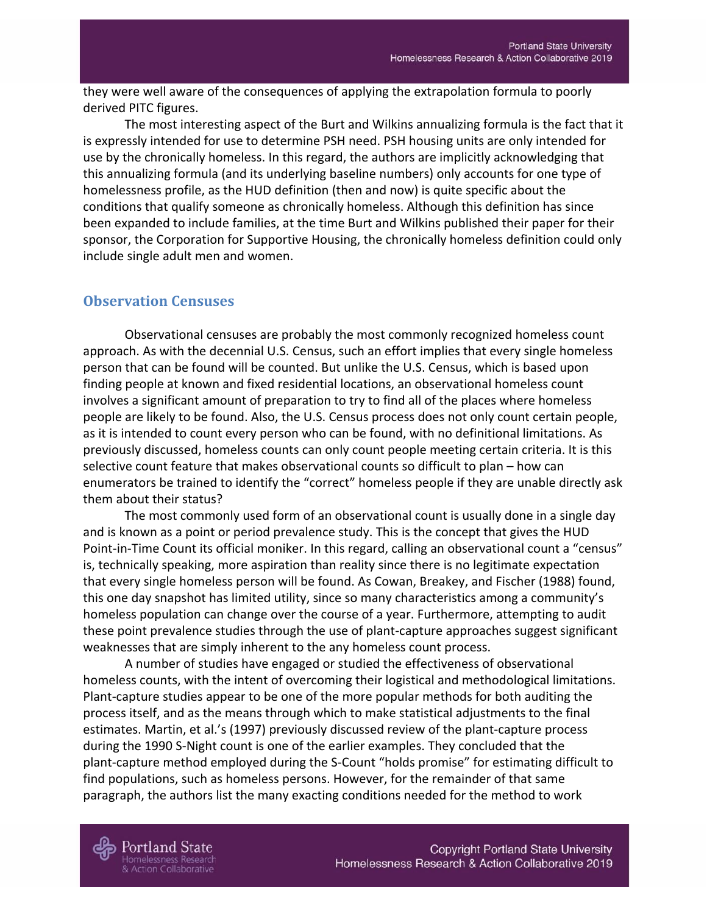they were well aware of the consequences of applying the extrapolation formula to poorly derived PITC figures.

The most interesting aspect of the Burt and Wilkins annualizing formula is the fact that it is expressly intended for use to determine PSH need. PSH housing units are only intended for use by the chronically homeless. In this regard, the authors are implicitly acknowledging that this annualizing formula (and its underlying baseline numbers) only accounts for one type of homelessness profile, as the HUD definition (then and now) is quite specific about the conditions that qualify someone as chronically homeless. Although this definition has since been expanded to include families, at the time Burt and Wilkins published their paper for their sponsor, the Corporation for Supportive Housing, the chronically homeless definition could only include single adult men and women.

## Observation Censuses

Observational censuses are probably the most commonly recognized homeless count approach. As with the decennial U.S. Census, such an effort implies that every single homeless person that can be found will be counted. But unlike the U.S. Census, which is based upon finding people at known and fixed residential locations, an observational homeless count involves a significant amount of preparation to try to find all of the places where homeless people are likely to be found. Also, the U.S. Census process does not only count certain people, as it is intended to count every person who can be found, with no definitional limitations. As previously discussed, homeless counts can only count people meeting certain criteria. It is this selective count feature that makes observational counts so difficult to plan – how can enumerators be trained to identify the "correct" homeless people if they are unable directly ask them about their status?

The most commonly used form of an observational count is usually done in a single day and is known as a point or period prevalence study. This is the concept that gives the HUD Point-in-Time Count its official moniker. In this regard, calling an observational count a "census" is, technically speaking, more aspiration than reality since there is no legitimate expectation that every single homeless person will be found. As Cowan, Breakey, and Fischer (1988) found, this one day snapshot has limited utility, since so many characteristics among a community's homeless population can change over the course of a year. Furthermore, attempting to audit these point prevalence studies through the use of plant-capture approaches suggest significant weaknesses that are simply inherent to the any homeless count process.

A number of studies have engaged or studied the effectiveness of observational homeless counts, with the intent of overcoming their logistical and methodological limitations. Plant-capture studies appear to be one of the more popular methods for both auditing the process itself, and as the means through which to make statistical adjustments to the final estimates. Martin, et al.'s (1997) previously discussed review of the plant-capture process during the 1990 S-Night count is one of the earlier examples. They concluded that the plant-capture method employed during the S-Count "holds promise" for estimating difficult to find populations, such as homeless persons. However, for the remainder of that same paragraph, the authors list the many exacting conditions needed for the method to work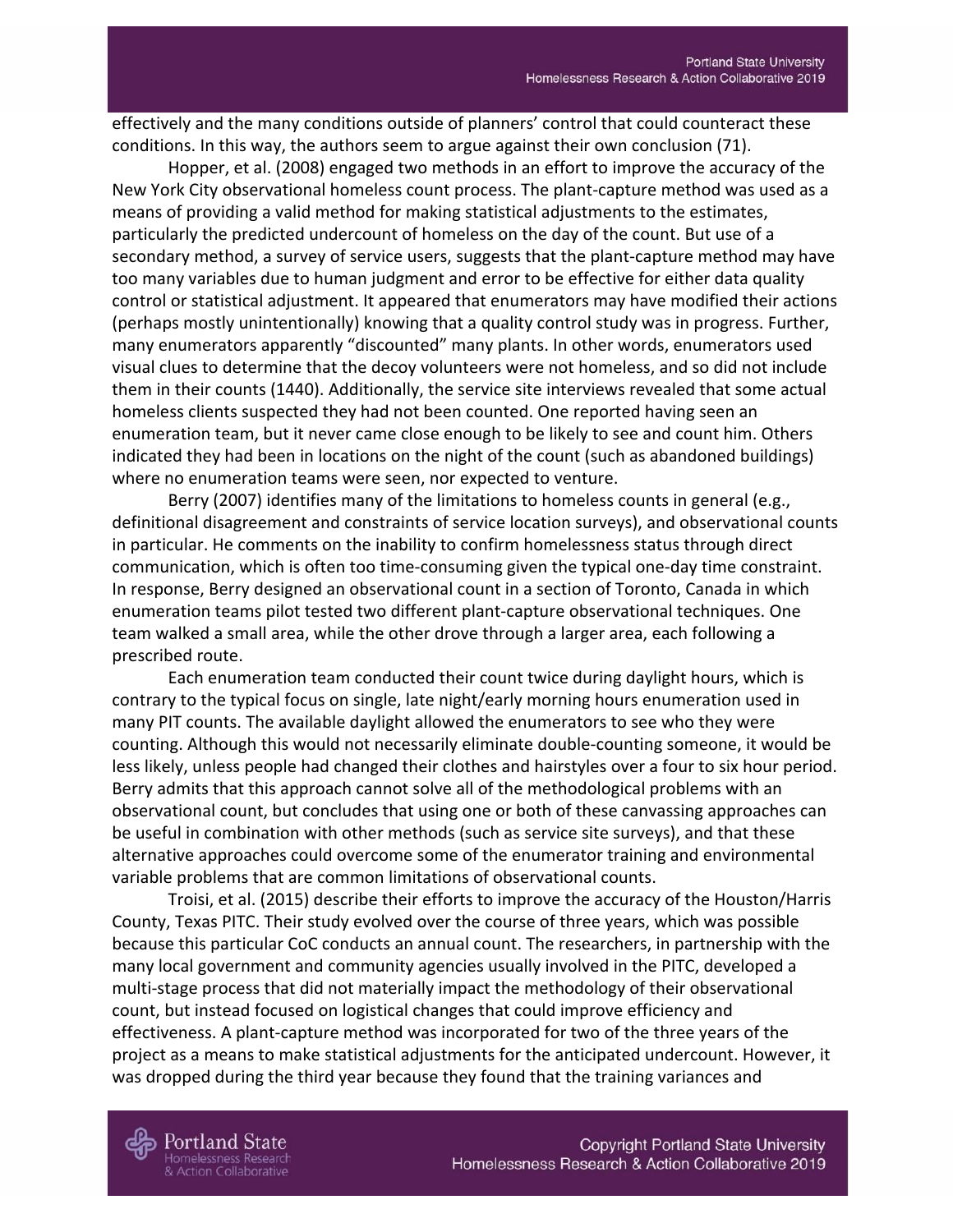effectively and the many conditions outside of planners' control that could counteract these conditions. In this way, the authors seem to argue against their own conclusion (71).

Hopper, et al. (2008) engaged two methods in an effort to improve the accuracy of the New York City observational homeless count process. The plant-capture method was used as a means of providing a valid method for making statistical adjustments to the estimates, particularly the predicted undercount of homeless on the day of the count. But use of a secondary method, a survey of service users, suggests that the plant-capture method may have too many variables due to human judgment and error to be effective for either data quality control or statistical adjustment. It appeared that enumerators may have modified their actions (perhaps mostly unintentionally) knowing that a quality control study was in progress. Further, many enumerators apparently "discounted" many plants. In other words, enumerators used visual clues to determine that the decoy volunteers were not homeless, and so did not include them in their counts (1440). Additionally, the service site interviews revealed that some actual homeless clients suspected they had not been counted. One reported having seen an enumeration team, but it never came close enough to be likely to see and count him. Others indicated they had been in locations on the night of the count (such as abandoned buildings) where no enumeration teams were seen, nor expected to venture.

Berry (2007) identifies many of the limitations to homeless counts in general (e.g., definitional disagreement and constraints of service location surveys), and observational counts in particular. He comments on the inability to confirm homelessness status through direct communication, which is often too time-consuming given the typical one-day time constraint. In response, Berry designed an observational count in a section of Toronto, Canada in which enumeration teams pilot tested two different plant-capture observational techniques. One team walked a small area, while the other drove through a larger area, each following a prescribed route.

Each enumeration team conducted their count twice during daylight hours, which is contrary to the typical focus on single, late night/early morning hours enumeration used in many PIT counts. The available daylight allowed the enumerators to see who they were counting. Although this would not necessarily eliminate double-counting someone, it would be less likely, unless people had changed their clothes and hairstyles over a four to six hour period. Berry admits that this approach cannot solve all of the methodological problems with an observational count, but concludes that using one or both of these canvassing approaches can be useful in combination with other methods (such as service site surveys), and that these alternative approaches could overcome some of the enumerator training and environmental variable problems that are common limitations of observational counts.

Troisi, et al. (2015) describe their efforts to improve the accuracy of the Houston/Harris County, Texas PITC. Their study evolved over the course of three years, which was possible because this particular CoC conducts an annual count. The researchers, in partnership with the many local government and community agencies usually involved in the PITC, developed a multi-stage process that did not materially impact the methodology of their observational count, but instead focused on logistical changes that could improve efficiency and effectiveness. A plant-capture method was incorporated for two of the three years of the project as a means to make statistical adjustments for the anticipated undercount. However, it was dropped during the third year because they found that the training variances and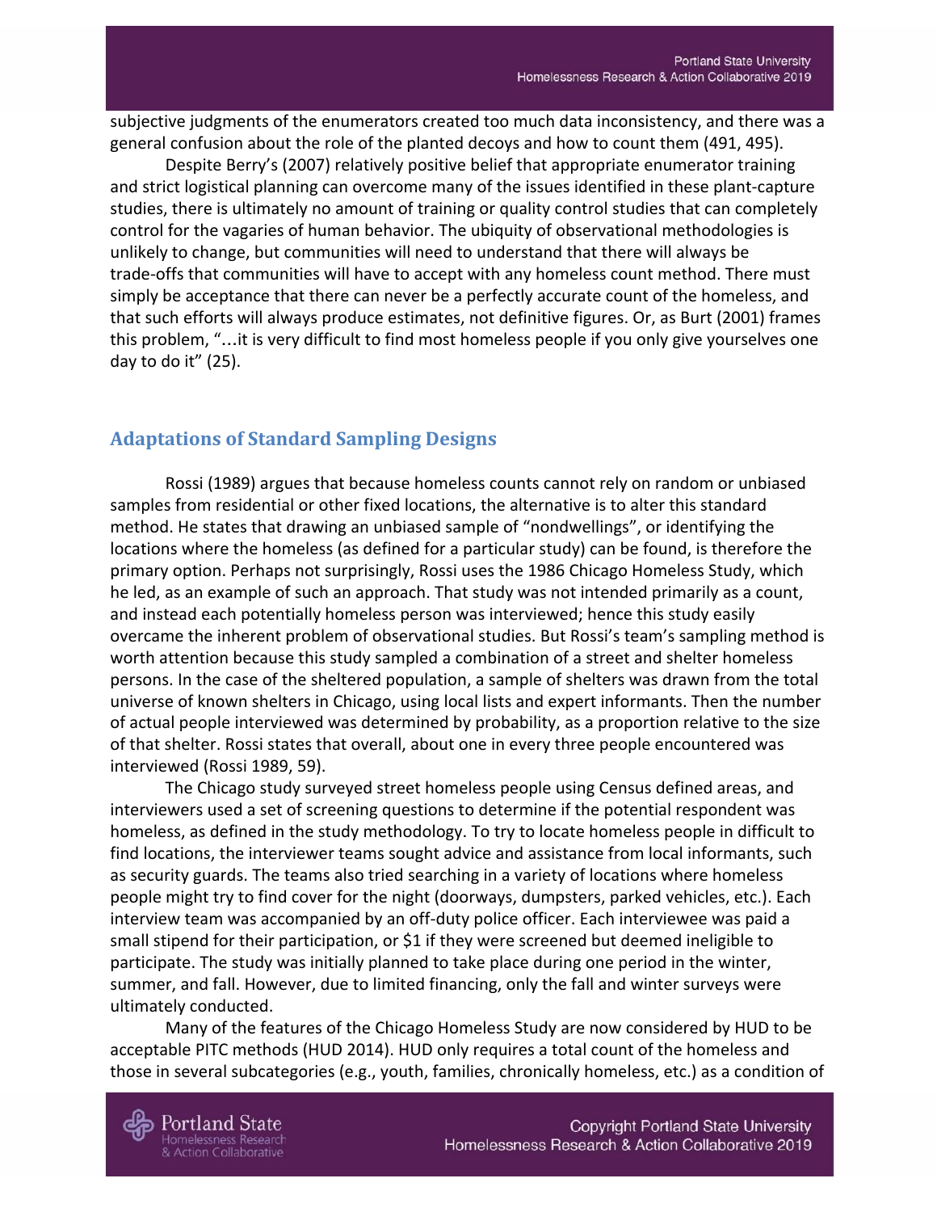subjective judgments of the enumerators created too much data inconsistency, and there was a general confusion about the role of the planted decoys and how to count them (491, 495).

Despite Berry's (2007) relatively positive belief that appropriate enumerator training and strict logistical planning can overcome many of the issues identified in these plant-capture studies, there is ultimately no amount of training or quality control studies that can completely control for the vagaries of human behavior. The ubiquity of observational methodologies is unlikely to change, but communities will need to understand that there will always be trade-offs that communities will have to accept with any homeless count method. There must simply be acceptance that there can never be a perfectly accurate count of the homeless, and that such efforts will always produce estimates, not definitive figures. Or, as Burt (2001) frames this problem, "…it is very difficult to find most homeless people if you only give yourselves one day to do it" (25).

## Adaptations of Standard Sampling Designs

Rossi (1989) argues that because homeless counts cannot rely on random or unbiased samples from residential or other fixed locations, the alternative is to alter this standard method. He states that drawing an unbiased sample of "nondwellings", or identifying the locations where the homeless (as defined for a particular study) can be found, is therefore the primary option. Perhaps not surprisingly, Rossi uses the 1986 Chicago Homeless Study, which he led, as an example of such an approach. That study was not intended primarily as a count, and instead each potentially homeless person was interviewed; hence this study easily overcame the inherent problem of observational studies. But Rossi's team's sampling method is worth attention because this study sampled a combination of a street and shelter homeless persons. In the case of the sheltered population, a sample of shelters was drawn from the total universe of known shelters in Chicago, using local lists and expert informants. Then the number of actual people interviewed was determined by probability, as a proportion relative to the size of that shelter. Rossi states that overall, about one in every three people encountered was interviewed (Rossi 1989, 59).

The Chicago study surveyed street homeless people using Census defined areas, and interviewers used a set of screening questions to determine if the potential respondent was homeless, as defined in the study methodology. To try to locate homeless people in difficult to find locations, the interviewer teams sought advice and assistance from local informants, such as security guards. The teams also tried searching in a variety of locations where homeless people might try to find cover for the night (doorways, dumpsters, parked vehicles, etc.). Each interview team was accompanied by an off-duty police officer. Each interviewee was paid a small stipend for their participation, or $1 if they were screened but deemed ineligible to participate. The study was initially planned to take place during one period in the winter, summer, and fall. However, due to limited financing, only the fall and winter surveys were ultimately conducted.

Many of the features of the Chicago Homeless Study are now considered by HUD to be acceptable PITC methods (HUD 2014). HUD only requires a total count of the homeless and those in several subcategories (e.g., youth, families, chronically homeless, etc.) as a condition of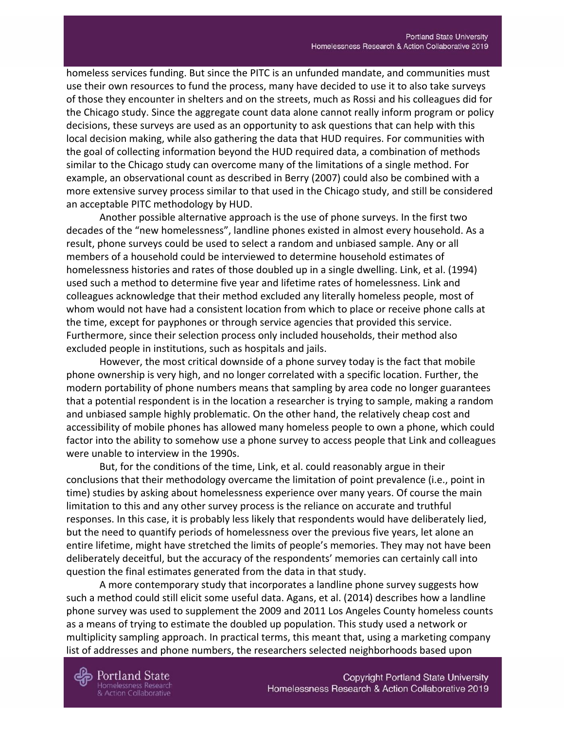homeless services funding. But since the PITC is an unfunded mandate, and communities must use their own resources to fund the process, many have decided to use it to also take surveys of those they encounter in shelters and on the streets, much as Rossi and his colleagues did for the Chicago study. Since the aggregate count data alone cannot really inform program or policy decisions, these surveys are used as an opportunity to ask questions that can help with this local decision making, while also gathering the data that HUD requires. For communities with the goal of collecting information beyond the HUD required data, a combination of methods similar to the Chicago study can overcome many of the limitations of a single method. For example, an observational count as described in Berry (2007) could also be combined with a more extensive survey process similar to that used in the Chicago study, and still be considered an acceptable PITC methodology by HUD.

Another possible alternative approach is the use of phone surveys. In the first two decades of the "new homelessness", landline phones existed in almost every household. As a result, phone surveys could be used to select a random and unbiased sample. Any or all members of a household could be interviewed to determine household estimates of homelessness histories and rates of those doubled up in a single dwelling. Link, et al. (1994) used such a method to determine five year and lifetime rates of homelessness. Link and colleagues acknowledge that their method excluded any literally homeless people, most of whom would not have had a consistent location from which to place or receive phone calls at the time, except for payphones or through service agencies that provided this service. Furthermore, since their selection process only included households, their method also excluded people in institutions, such as hospitals and jails.

However, the most critical downside of a phone survey today is the fact that mobile phone ownership is very high, and no longer correlated with a specific location. Further, the modern portability of phone numbers means that sampling by area code no longer guarantees that a potential respondent is in the location a researcher is trying to sample, making a random and unbiased sample highly problematic. On the other hand, the relatively cheap cost and accessibility of mobile phones has allowed many homeless people to own a phone, which could factor into the ability to somehow use a phone survey to access people that Link and colleagues were unable to interview in the 1990s.

But, for the conditions of the time, Link, et al. could reasonably argue in their conclusions that their methodology overcame the limitation of point prevalence (i.e., point in time) studies by asking about homelessness experience over many years. Of course the main limitation to this and any other survey process is the reliance on accurate and truthful responses. In this case, it is probably less likely that respondents would have deliberately lied, but the need to quantify periods of homelessness over the previous five years, let alone an entire lifetime, might have stretched the limits of people's memories. They may not have been deliberately deceitful, but the accuracy of the respondents' memories can certainly call into question the final estimates generated from the data in that study.

A more contemporary study that incorporates a landline phone survey suggests how such a method could still elicit some useful data. Agans, et al. (2014) describes how a landline phone survey was used to supplement the 2009 and 2011 Los Angeles County homeless counts as a means of trying to estimate the doubled up population. This study used a network or multiplicity sampling approach. In practical terms, this meant that, using a marketing company list of addresses and phone numbers, the researchers selected neighborhoods based upon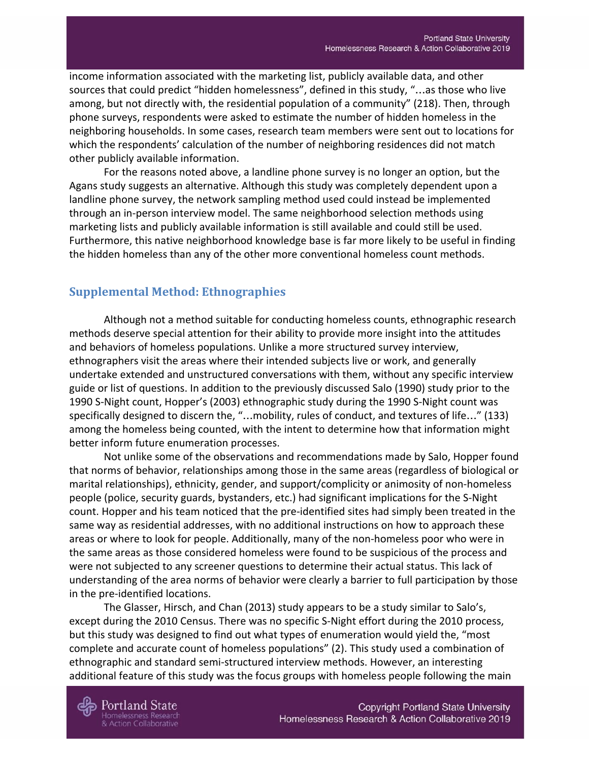income information associated with the marketing list, publicly available data, and other sources that could predict "hidden homelessness", defined in this study, "…as those who live among, but not directly with, the residential population of a community" (218). Then, through phone surveys, respondents were asked to estimate the number of hidden homeless in the neighboring households. In some cases, research team members were sent out to locations for which the respondents' calculation of the number of neighboring residences did not match other publicly available information.

For the reasons noted above, a landline phone survey is no longer an option, but the Agans study suggests an alternative. Although this study was completely dependent upon a landline phone survey, the network sampling method used could instead be implemented through an in-person interview model. The same neighborhood selection methods using marketing lists and publicly available information is still available and could still be used. Furthermore, this native neighborhood knowledge base is far more likely to be useful in finding the hidden homeless than any of the other more conventional homeless count methods.

## Supplemental Method: Ethnographies

Although not a method suitable for conducting homeless counts, ethnographic research methods deserve special attention for their ability to provide more insight into the attitudes and behaviors of homeless populations. Unlike a more structured survey interview, ethnographers visit the areas where their intended subjects live or work, and generally undertake extended and unstructured conversations with them, without any specific interview guide or list of questions. In addition to the previously discussed Salo (1990) study prior to the 1990 S-Night count, Hopper's (2003) ethnographic study during the 1990 S-Night count was specifically designed to discern the, "…mobility, rules of conduct, and textures of life…" (133) among the homeless being counted, with the intent to determine how that information might better inform future enumeration processes.

Not unlike some of the observations and recommendations made by Salo, Hopper found that norms of behavior, relationships among those in the same areas (regardless of biological or marital relationships), ethnicity, gender, and support/complicity or animosity of non-homeless people (police, security guards, bystanders, etc.) had significant implications for the S-Night count. Hopper and his team noticed that the pre-identified sites had simply been treated in the same way as residential addresses, with no additional instructions on how to approach these areas or where to look for people. Additionally, many of the non-homeless poor who were in the same areas as those considered homeless were found to be suspicious of the process and were not subjected to any screener questions to determine their actual status. This lack of understanding of the area norms of behavior were clearly a barrier to full participation by those in the pre-identified locations.

The Glasser, Hirsch, and Chan (2013) study appears to be a study similar to Salo's, except during the 2010 Census. There was no specific S-Night effort during the 2010 process, but this study was designed to find out what types of enumeration would yield the, "most complete and accurate count of homeless populations" (2). This study used a combination of ethnographic and standard semi-structured interview methods. However, an interesting additional feature of this study was the focus groups with homeless people following the main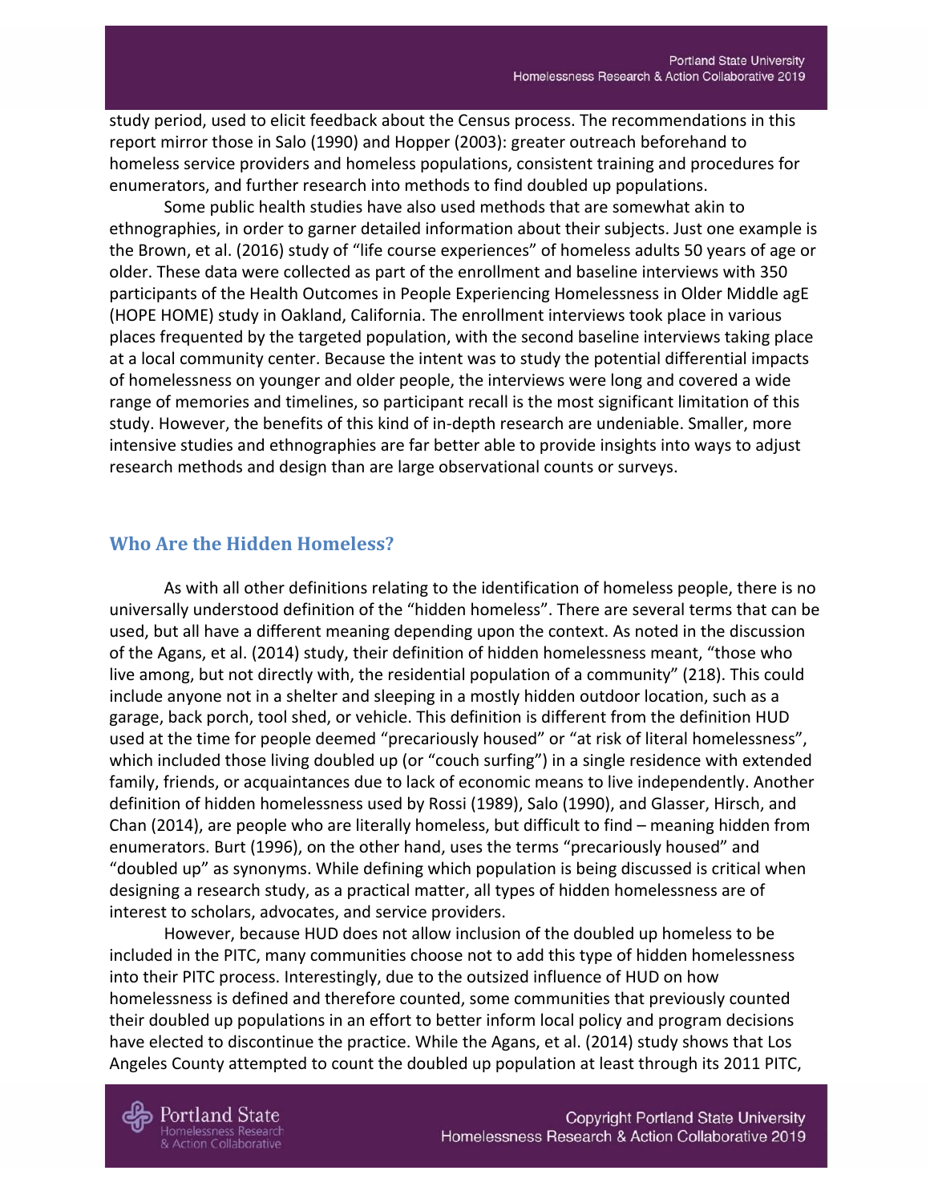study period, used to elicit feedback about the Census process. The recommendations in this report mirror those in Salo (1990) and Hopper (2003): greater outreach beforehand to homeless service providers and homeless populations, consistent training and procedures for enumerators, and further research into methods to find doubled up populations.

Some public health studies have also used methods that are somewhat akin to ethnographies, in order to garner detailed information about their subjects. Just one example is the Brown, et al. (2016) study of "life course experiences" of homeless adults 50 years of age or older. These data were collected as part of the enrollment and baseline interviews with 350 participants of the Health Outcomes in People Experiencing Homelessness in Older Middle agE (HOPE HOME) study in Oakland, California. The enrollment interviews took place in various places frequented by the targeted population, with the second baseline interviews taking place at a local community center. Because the intent was to study the potential differential impacts of homelessness on younger and older people, the interviews were long and covered a wide range of memories and timelines, so participant recall is the most significant limitation of this study. However, the benefits of this kind of in-depth research are undeniable. Smaller, more intensive studies and ethnographies are far better able to provide insights into ways to adjust research methods and design than are large observational counts or surveys.

## Who Are the Hidden Homeless?

As with all other definitions relating to the identification of homeless people, there is no universally understood definition of the "hidden homeless". There are several terms that can be used, but all have a different meaning depending upon the context. As noted in the discussion of the Agans, et al. (2014) study, their definition of hidden homelessness meant, "those who live among, but not directly with, the residential population of a community" (218). This could include anyone not in a shelter and sleeping in a mostly hidden outdoor location, such as a garage, back porch, tool shed, or vehicle. This definition is different from the definition HUD used at the time for people deemed "precariously housed" or "at risk of literal homelessness", which included those living doubled up (or "couch surfing") in a single residence with extended family, friends, or acquaintances due to lack of economic means to live independently. Another definition of hidden homelessness used by Rossi (1989), Salo (1990), and Glasser, Hirsch, and Chan (2014), are people who are literally homeless, but difficult to find – meaning hidden from enumerators. Burt (1996), on the other hand, uses the terms "precariously housed" and "doubled up" as synonyms. While defining which population is being discussed is critical when designing a research study, as a practical matter, all types of hidden homelessness are of interest to scholars, advocates, and service providers.

However, because HUD does not allow inclusion of the doubled up homeless to be included in the PITC, many communities choose not to add this type of hidden homelessness into their PITC process. Interestingly, due to the outsized influence of HUD on how homelessness is defined and therefore counted, some communities that previously counted their doubled up populations in an effort to better inform local policy and program decisions have elected to discontinue the practice. While the Agans, et al. (2014) study shows that Los Angeles County attempted to count the doubled up population at least through its 2011 PITC,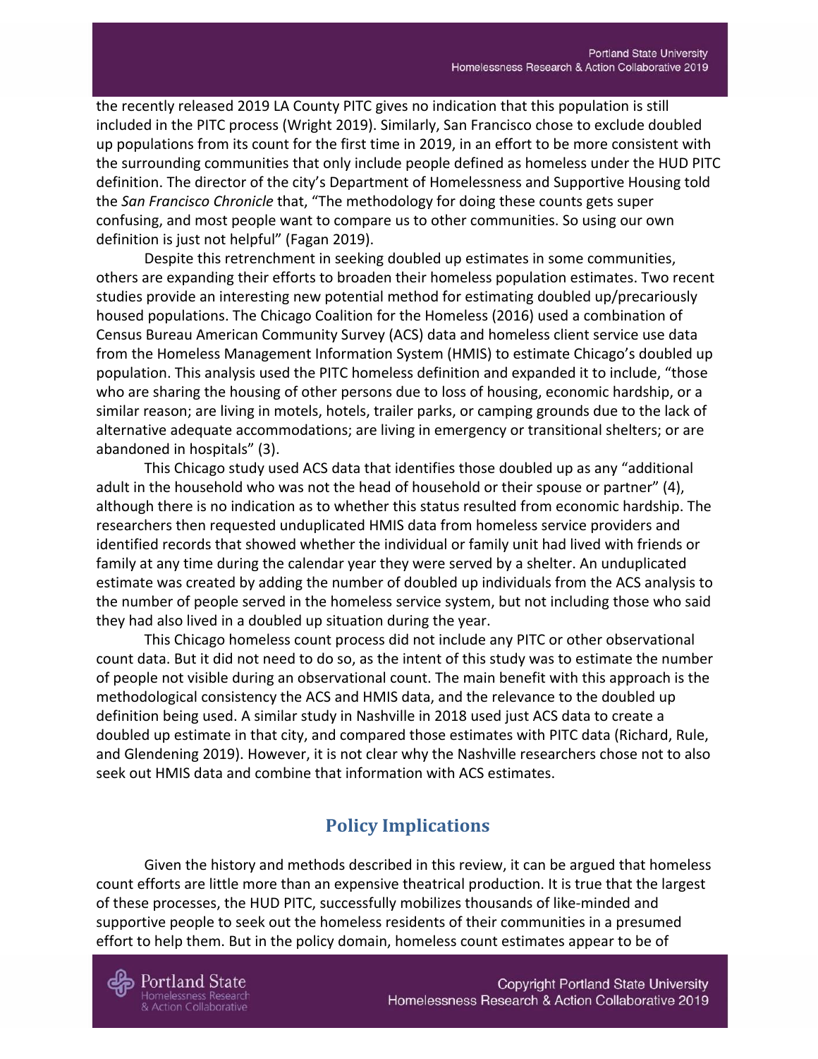the recently released 2019 LA County PITC gives no indication that this population is still included in the PITC process (Wright 2019). Similarly, San Francisco chose to exclude doubled up populations from its count for the first time in 2019, in an effort to be more consistent with the surrounding communities that only include people defined as homeless under the HUD PITC definition. The director of the city's Department of Homelessness and Supportive Housing told the *San Francisco Chronicle* that, "The methodology for doing these counts gets super confusing, and most people want to compare us to other communities. So using our own definition is just not helpful" (Fagan 2019).

Despite this retrenchment in seeking doubled up estimates in some communities, others are expanding their efforts to broaden their homeless population estimates. Two recent studies provide an interesting new potential method for estimating doubled up/precariously housed populations. The Chicago Coalition for the Homeless (2016) used a combination of Census Bureau American Community Survey (ACS) data and homeless client service use data from the Homeless Management Information System (HMIS) to estimate Chicago's doubled up population. This analysis used the PITC homeless definition and expanded it to include, "those who are sharing the housing of other persons due to loss of housing, economic hardship, or a similar reason; are living in motels, hotels, trailer parks, or camping grounds due to the lack of alternative adequate accommodations; are living in emergency or transitional shelters; or are abandoned in hospitals" (3).

This Chicago study used ACS data that identifies those doubled up as any "additional adult in the household who was not the head of household or their spouse or partner" (4), although there is no indication as to whether this status resulted from economic hardship. The researchers then requested unduplicated HMIS data from homeless service providers and identified records that showed whether the individual or family unit had lived with friends or family at any time during the calendar year they were served by a shelter. An unduplicated estimate was created by adding the number of doubled up individuals from the ACS analysis to the number of people served in the homeless service system, but not including those who said they had also lived in a doubled up situation during the year.

This Chicago homeless count process did not include any PITC or other observational count data. But it did not need to do so, as the intent of this study was to estimate the number of people not visible during an observational count. The main benefit with this approach is the methodological consistency the ACS and HMIS data, and the relevance to the doubled up definition being used. A similar study in Nashville in 2018 used just ACS data to create a doubled up estimate in that city, and compared those estimates with PITC data (Richard, Rule, and Glendening 2019). However, it is not clear why the Nashville researchers chose not to also seek out HMIS data and combine that information with ACS estimates.

## Policy Implications

Given the history and methods described in this review, it can be argued that homeless count efforts are little more than an expensive theatrical production. It is true that the largest of these processes, the HUD PITC, successfully mobilizes thousands of like-minded and supportive people to seek out the homeless residents of their communities in a presumed effort to help them. But in the policy domain, homeless count estimates appear to be of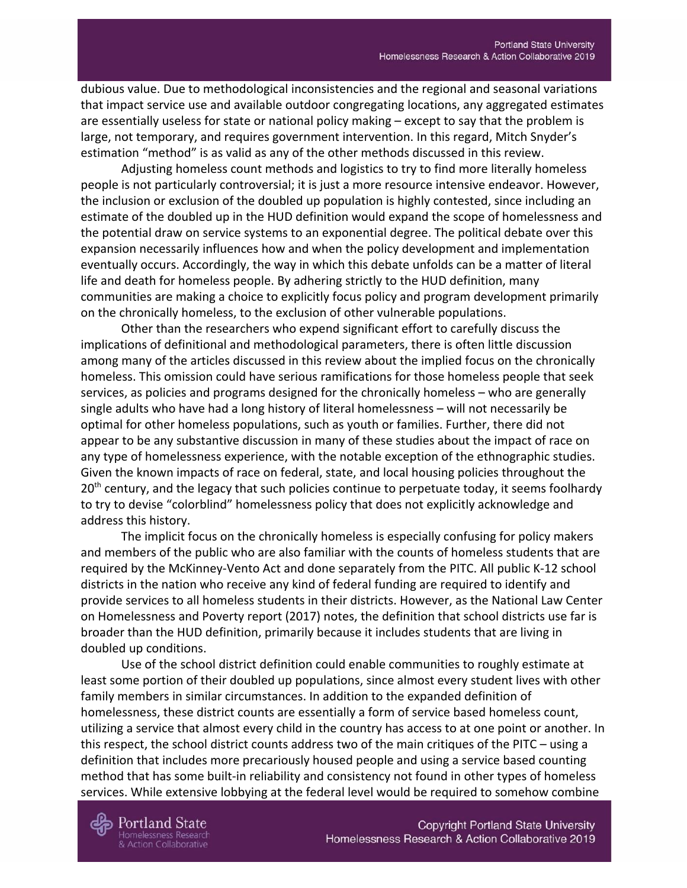dubious value. Due to methodological inconsistencies and the regional and seasonal variations that impact service use and available outdoor congregating locations, any aggregated estimates are essentially useless for state or national policy making – except to say that the problem is large, not temporary, and requires government intervention. In this regard, Mitch Snyder's estimation "method" is as valid as any of the other methods discussed in this review.

Adjusting homeless count methods and logistics to try to find more literally homeless people is not particularly controversial; it is just a more resource intensive endeavor. However, the inclusion or exclusion of the doubled up population is highly contested, since including an estimate of the doubled up in the HUD definition would expand the scope of homelessness and the potential draw on service systems to an exponential degree. The political debate over this expansion necessarily influences how and when the policy development and implementation eventually occurs. Accordingly, the way in which this debate unfolds can be a matter of literal life and death for homeless people. By adhering strictly to the HUD definition, many communities are making a choice to explicitly focus policy and program development primarily on the chronically homeless, to the exclusion of other vulnerable populations.

Other than the researchers who expend significant effort to carefully discuss the implications of definitional and methodological parameters, there is often little discussion among many of the articles discussed in this review about the implied focus on the chronically homeless. This omission could have serious ramifications for those homeless people that seek services, as policies and programs designed for the chronically homeless – who are generally single adults who have had a long history of literal homelessness – will not necessarily be optimal for other homeless populations, such as youth or families. Further, there did not appear to be any substantive discussion in many of these studies about the impact of race on any type of homelessness experience, with the notable exception of the ethnographic studies. Given the known impacts of race on federal, state, and local housing policies throughout the 20th century, and the legacy that such policies continue to perpetuate today, it seems foolhardy to try to devise "colorblind" homelessness policy that does not explicitly acknowledge and address this history.

The implicit focus on the chronically homeless is especially confusing for policy makers and members of the public who are also familiar with the counts of homeless students that are required by the McKinney-Vento Act and done separately from the PITC. All public K-12 school districts in the nation who receive any kind of federal funding are required to identify and provide services to all homeless students in their districts. However, as the National Law Center on Homelessness and Poverty report (2017) notes, the definition that school districts use far is broader than the HUD definition, primarily because it includes students that are living in doubled up conditions.

Use of the school district definition could enable communities to roughly estimate at least some portion of their doubled up populations, since almost every student lives with other family members in similar circumstances. In addition to the expanded definition of homelessness, these district counts are essentially a form of service based homeless count, utilizing a service that almost every child in the country has access to at one point or another. In this respect, the school district counts address two of the main critiques of the PITC – using a definition that includes more precariously housed people and using a service based counting method that has some built-in reliability and consistency not found in other types of homeless services. While extensive lobbying at the federal level would be required to somehow combine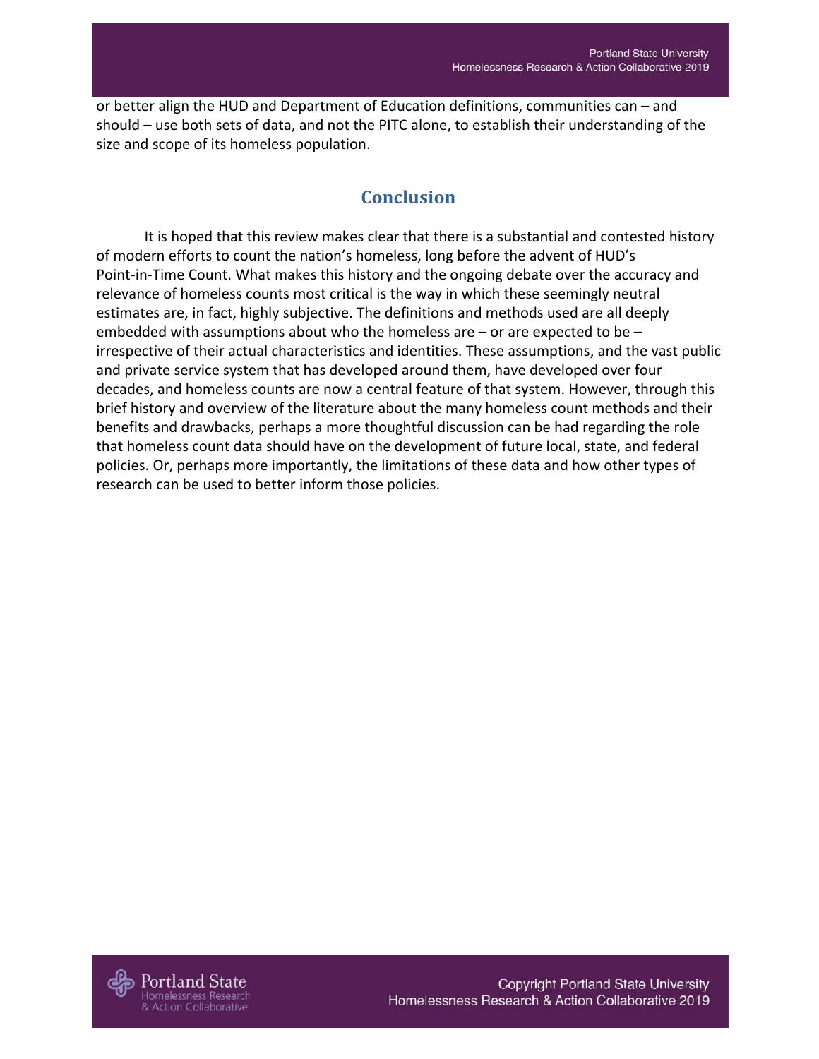or better align the HUD and Department of Education definitions, communities can – and should – use both sets of data, and not the PITC alone, to establish their understanding of the size and scope of its homeless population.

## Conclusion

It is hoped that this review makes clear that there is a substantial and contested history of modern efforts to count the nation's homeless, long before the advent of HUD's Point-in-Time Count. What makes this history and the ongoing debate over the accuracy and relevance of homeless counts most critical is the way in which these seemingly neutral estimates are, in fact, highly subjective. The definitions and methods used are all deeply embedded with assumptions about who the homeless are – or are expected to be – irrespective of their actual characteristics and identities. These assumptions, and the vast public and private service system that has developed around them, have developed over four decades, and homeless counts are now a central feature of that system. However, through this brief history and overview of the literature about the many homeless count methods and their benefits and drawbacks, perhaps a more thoughtful discussion can be had regarding the role that homeless count data should have on the development of future local, state, and federal policies. Or, perhaps more importantly, the limitations of these data and how other types of research can be used to better inform those policies.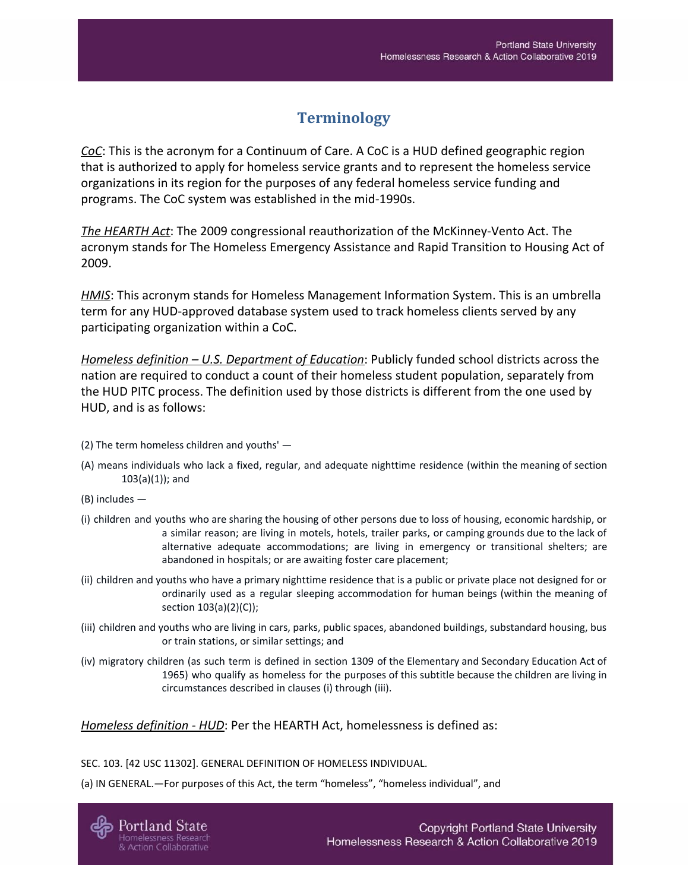## Terminology

*CoC*: This is the acronym for a Continuum of Care. A CoC is a HUD defined geographic region that is authorized to apply for homeless service grants and to represent the homeless service organizations in its region for the purposes of any federal homeless service funding and programs. The CoC system was established in the mid-1990s.

*The HEARTH Act*: The 2009 congressional reauthorization of the McKinney-Vento Act. The acronym stands for The Homeless Emergency Assistance and Rapid Transition to Housing Act of 2009.

*HMIS*: This acronym stands for Homeless Management Information System. This is an umbrella term for any HUD-approved database system used to track homeless clients served by any participating organization within a CoC.

*Homeless definition – U.S. Department of Education*: Publicly funded school districts across the nation are required to conduct a count of their homeless student population, separately from the HUD PITC process. The definition used by those districts is different from the one used by HUD, and is as follows:

(2) The term homeless children and youths' —

(A) means individuals who lack a fixed, regular, and adequate nighttime residence (within the meaning of section 103(a)(1)); and

(B) includes —

(i) children and youths who are sharing the housing of other persons due to loss of housing, economic hardship, or a similar reason; are living in motels, hotels, trailer parks, or camping grounds due to the lack of alternative adequate accommodations; are living in emergency or transitional shelters; are abandoned in hospitals; or are awaiting foster care placement;

(ii) children and youths who have a primary nighttime residence that is a public or private place not designed for or ordinarily used as a regular sleeping accommodation for human beings (within the meaning of section 103(a)(2)(C));

(iii) children and youths who are living in cars, parks, public spaces, abandoned buildings, substandard housing, bus or train stations, or similar settings; and

(iv) migratory children (as such term is defined in section 1309 of the Elementary and Secondary Education Act of 1965) who qualify as homeless for the purposes of this subtitle because the children are living in circumstances described in clauses (i) through (iii).

*Homeless definition - HUD*: Per the HEARTH Act, homelessness is defined as:

SEC. 103. [42 USC 11302]. GENERAL DEFINITION OF HOMELESS INDIVIDUAL.

(a) IN GENERAL.—For purposes of this Act, the term "homeless", "homeless individual", and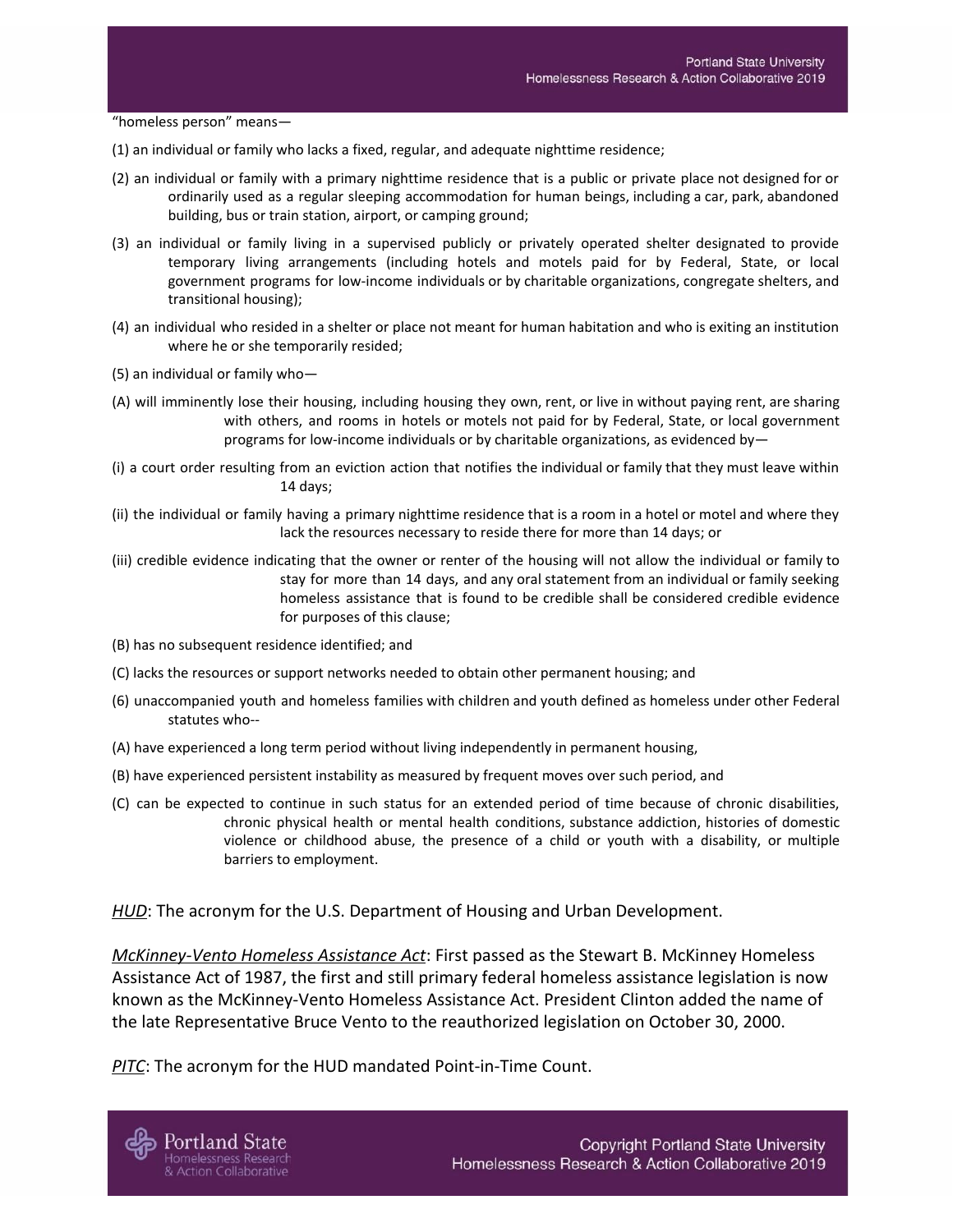"homeless person" means—

(1) an individual or family who lacks a fixed, regular, and adequate nighttime residence;

(2) an individual or family with a primary nighttime residence that is a public or private place not designed for or ordinarily used as a regular sleeping accommodation for human beings, including a car, park, abandoned building, bus or train station, airport, or camping ground;

(3) an individual or family living in a supervised publicly or privately operated shelter designated to provide temporary living arrangements (including hotels and motels paid for by Federal, State, or local government programs for low-income individuals or by charitable organizations, congregate shelters, and transitional housing);

(4) an individual who resided in a shelter or place not meant for human habitation and who is exiting an institution where he or she temporarily resided;

(5) an individual or family who—

(A) will imminently lose their housing, including housing they own, rent, or live in without paying rent, are sharing with others, and rooms in hotels or motels not paid for by Federal, State, or local government programs for low-income individuals or by charitable organizations, as evidenced by—

(i) a court order resulting from an eviction action that notifies the individual or family that they must leave within 14 days;

(ii) the individual or family having a primary nighttime residence that is a room in a hotel or motel and where they lack the resources necessary to reside there for more than 14 days; or

(iii) credible evidence indicating that the owner or renter of the housing will not allow the individual or family to stay for more than 14 days, and any oral statement from an individual or family seeking homeless assistance that is found to be credible shall be considered credible evidence for purposes of this clause;

(B) has no subsequent residence identified; and

(C) lacks the resources or support networks needed to obtain other permanent housing; and

(6) unaccompanied youth and homeless families with children and youth defined as homeless under other Federal statutes who--

(A) have experienced a long term period without living independently in permanent housing,

(B) have experienced persistent instability as measured by frequent moves over such period, and

(C) can be expected to continue in such status for an extended period of time because of chronic disabilities, chronic physical health or mental health conditions, substance addiction, histories of domestic violence or childhood abuse, the presence of a child or youth with a disability, or multiple barriers to employment.

*HUD*: The acronym for the U.S. Department of Housing and Urban Development.

*McKinney-Vento Homeless Assistance Act*: First passed as the Stewart B. McKinney Homeless Assistance Act of 1987, the first and still primary federal homeless assistance legislation is now known as the McKinney-Vento Homeless Assistance Act. President Clinton added the name of the late Representative Bruce Vento to the reauthorized legislation on October 30, 2000.

*PITC*: The acronym for the HUD mandated Point-in-Time Count.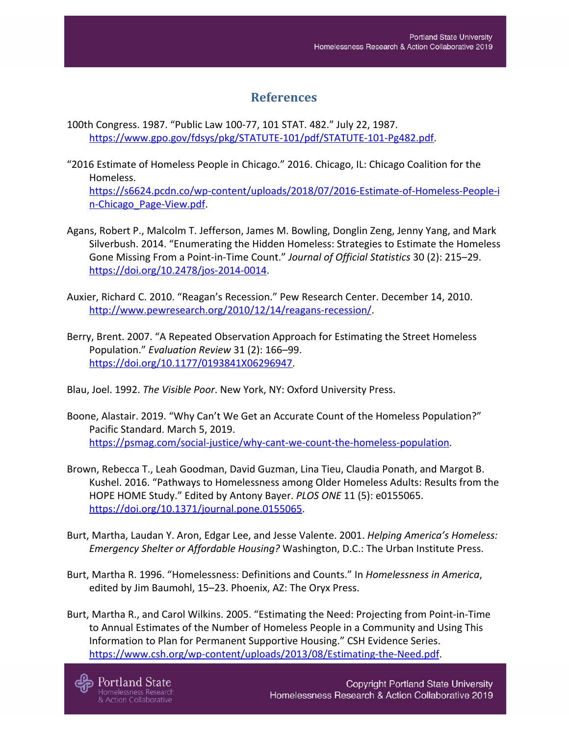## References

100th Congress. 1987. "Public Law 100-77, 101 STAT. 482." July 22, 1987. https://www.gpo.gov/fdsys/pkg/STATUTE-101/pdf/STATUTE-101-Pg482.pdf.

"2016 Estimate of Homeless People in Chicago." 2016. Chicago, IL: Chicago Coalition for the Homeless. https://s6624.pcdn.co/wp-content/uploads/2018/07/2016-Estimate-of-Homeless-People-in-Chicago_Page-View.pdf.

Agans, Robert P., Malcolm T. Jefferson, James M. Bowling, Donglin Zeng, Jenny Yang, and Mark Silverbush. 2014. "Enumerating the Hidden Homeless: Strategies to Estimate the Homeless Gone Missing From a Point-in-Time Count." *Journal of Official Statistics* 30 (2): 215–29. https://doi.org/10.2478/jos-2014-0014.

Auxier, Richard C. 2010. "Reagan's Recession." Pew Research Center. December 14, 2010. http://www.pewresearch.org/2010/12/14/reagans-recession/.

Berry, Brent. 2007. "A Repeated Observation Approach for Estimating the Street Homeless Population." *Evaluation Review* 31 (2): 166–99. https://doi.org/10.1177/0193841X06296947.

Blau, Joel. 1992. *The Visible Poor*. New York, NY: Oxford University Press.

Boone, Alastair. 2019. "Why Can't We Get an Accurate Count of the Homeless Population?" Pacific Standard. March 5, 2019. https://psmag.com/social-justice/why-cant-we-count-the-homeless-population.

Brown, Rebecca T., Leah Goodman, David Guzman, Lina Tieu, Claudia Ponath, and Margot B. Kushel. 2016. "Pathways to Homelessness among Older Homeless Adults: Results from the HOPE HOME Study." Edited by Antony Bayer. *PLOS ONE* 11 (5): e0155065. https://doi.org/10.1371/journal.pone.0155065.

Burt, Martha, Laudan Y. Aron, Edgar Lee, and Jesse Valente. 2001. *Helping America's Homeless: Emergency Shelter or Affordable Housing?* Washington, D.C.: The Urban Institute Press.

Burt, Martha R. 1996. "Homelessness: Definitions and Counts." In *Homelessness in America*, edited by Jim Baumohl, 15–23. Phoenix, AZ: The Oryx Press.

Burt, Martha R., and Carol Wilkins. 2005. "Estimating the Need: Projecting from Point-in-Time to Annual Estimates of the Number of Homeless People in a Community and Using This Information to Plan for Permanent Supportive Housing." CSH Evidence Series. https://www.csh.org/wp-content/uploads/2013/08/Estimating-the-Need.pdf.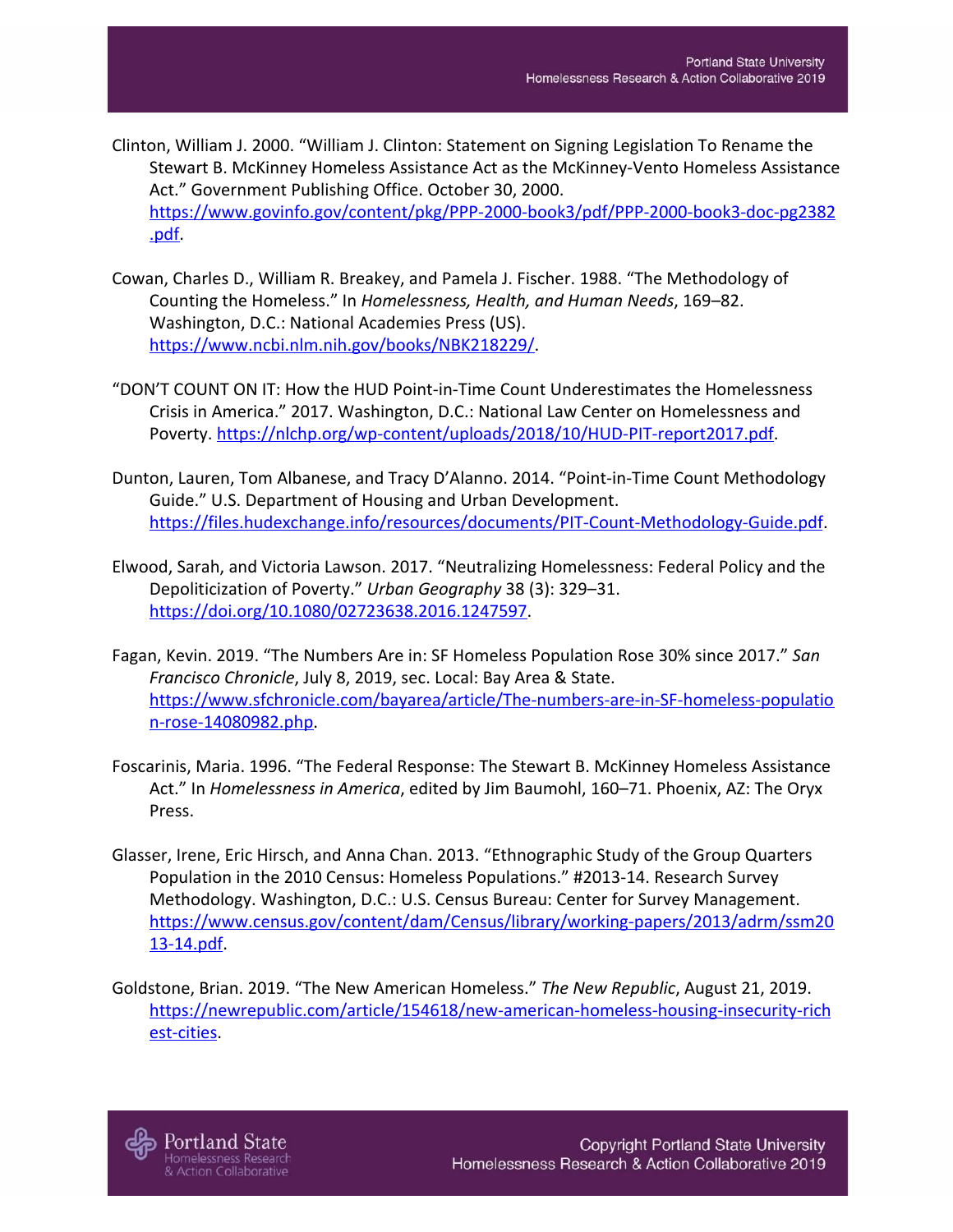Clinton, William J. 2000. "William J. Clinton: Statement on Signing Legislation To Rename the Stewart B. McKinney Homeless Assistance Act as the McKinney-Vento Homeless Assistance Act." Government Publishing Office. October 30, 2000. https://www.govinfo.gov/content/pkg/PPP-2000-book3/pdf/PPP-2000-book3-doc-pg2382.pdf.

Cowan, Charles D., William R. Breakey, and Pamela J. Fischer. 1988. "The Methodology of Counting the Homeless." In *Homelessness, Health, and Human Needs*, 169–82. Washington, D.C.: National Academies Press (US). https://www.ncbi.nlm.nih.gov/books/NBK218229/.

"DON'T COUNT ON IT: How the HUD Point-in-Time Count Underestimates the Homelessness Crisis in America." 2017. Washington, D.C.: National Law Center on Homelessness and Poverty. https://nlchp.org/wp-content/uploads/2018/10/HUD-PIT-report2017.pdf.

Dunton, Lauren, Tom Albanese, and Tracy D'Alanno. 2014. "Point-in-Time Count Methodology Guide." U.S. Department of Housing and Urban Development. https://files.hudexchange.info/resources/documents/PIT-Count-Methodology-Guide.pdf.

Elwood, Sarah, and Victoria Lawson. 2017. "Neutralizing Homelessness: Federal Policy and the Depoliticization of Poverty." *Urban Geography* 38 (3): 329–31. https://doi.org/10.1080/02723638.2016.1247597.

Fagan, Kevin. 2019. "The Numbers Are in: SF Homeless Population Rose 30% since 2017." *San Francisco Chronicle*, July 8, 2019, sec. Local: Bay Area & State. https://www.sfchronicle.com/bayarea/article/The-numbers-are-in-SF-homeless-population-rose-14080982.php.

Foscarinis, Maria. 1996. "The Federal Response: The Stewart B. McKinney Homeless Assistance Act." In *Homelessness in America*, edited by Jim Baumohl, 160–71. Phoenix, AZ: The Oryx Press.

Glasser, Irene, Eric Hirsch, and Anna Chan. 2013. "Ethnographic Study of the Group Quarters Population in the 2010 Census: Homeless Populations." #2013-14. Research Survey Methodology. Washington, D.C.: U.S. Census Bureau: Center for Survey Management. https://www.census.gov/content/dam/Census/library/working-papers/2013/adrm/ssm2013-14.pdf.

Goldstone, Brian. 2019. "The New American Homeless." *The New Republic*, August 21, 2019. https://newrepublic.com/article/154618/new-american-homeless-housing-insecurity-richest-cities.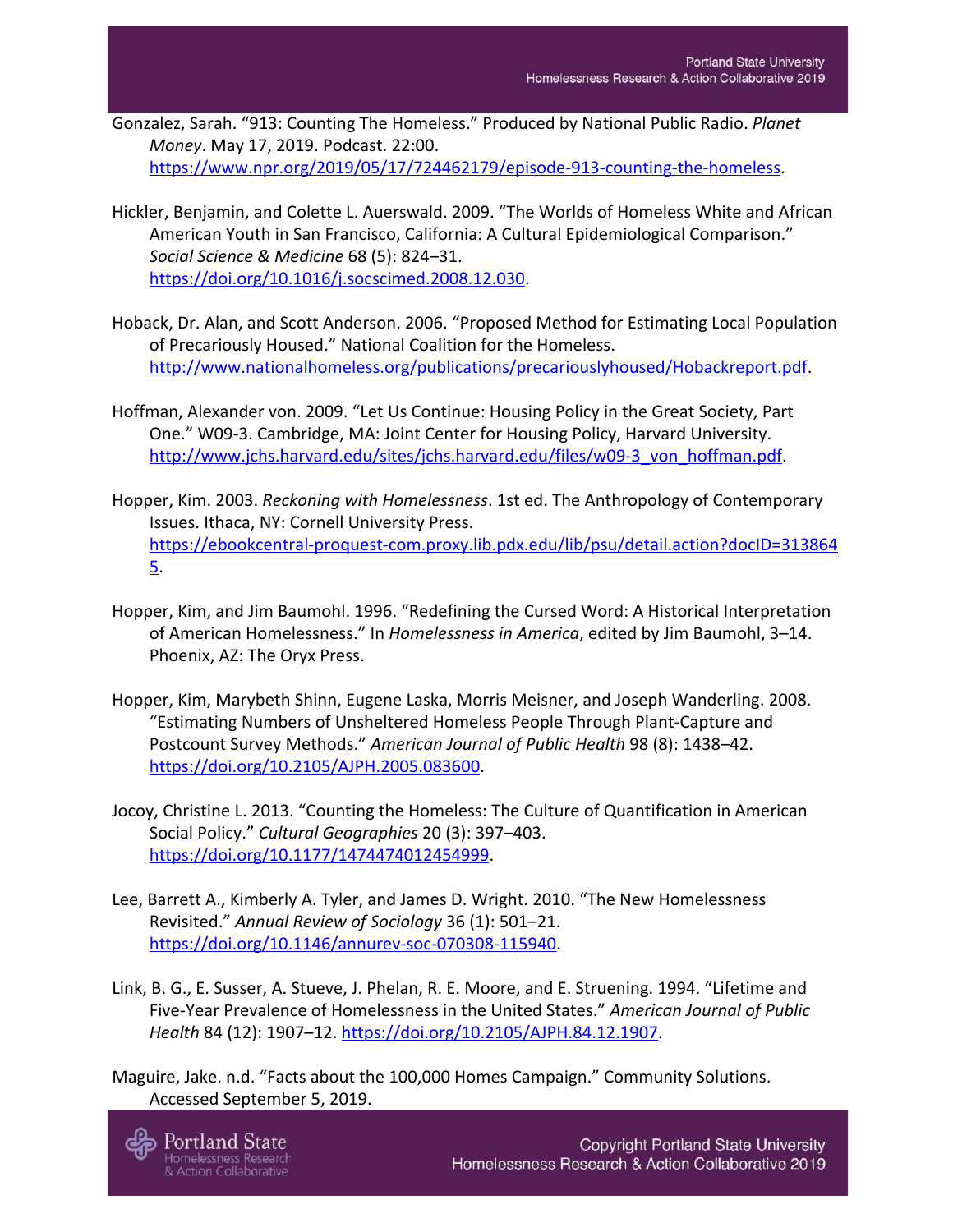Gonzalez, Sarah. "913: Counting The Homeless." Produced by National Public Radio. *Planet Money*. May 17, 2019. Podcast. 22:00. https://www.npr.org/2019/05/17/724462179/episode-913-counting-the-homeless.

Hickler, Benjamin, and Colette L. Auerswald. 2009. "The Worlds of Homeless White and African American Youth in San Francisco, California: A Cultural Epidemiological Comparison." *Social Science & Medicine* 68 (5): 824–31. https://doi.org/10.1016/j.socscimed.2008.12.030.

Hoback, Dr. Alan, and Scott Anderson. 2006. "Proposed Method for Estimating Local Population of Precariously Housed." National Coalition for the Homeless. http://www.nationalhomeless.org/publications/precariouslyhoused/Hobackreport.pdf.

Hoffman, Alexander von. 2009. "Let Us Continue: Housing Policy in the Great Society, Part One." W09-3. Cambridge, MA: Joint Center for Housing Policy, Harvard University. http://www.jchs.harvard.edu/sites/jchs.harvard.edu/files/w09-3_von_hoffman.pdf.

Hopper, Kim. 2003. *Reckoning with Homelessness*. 1st ed. The Anthropology of Contemporary Issues. Ithaca, NY: Cornell University Press. https://ebookcentral-proquest-com.proxy.lib.pdx.edu/lib/psu/detail.action?docID=3138645.

Hopper, Kim, and Jim Baumohl. 1996. "Redefining the Cursed Word: A Historical Interpretation of American Homelessness." In *Homelessness in America*, edited by Jim Baumohl, 3–14. Phoenix, AZ: The Oryx Press.

Hopper, Kim, Marybeth Shinn, Eugene Laska, Morris Meisner, and Joseph Wanderling. 2008. "Estimating Numbers of Unsheltered Homeless People Through Plant-Capture and Postcount Survey Methods." *American Journal of Public Health* 98 (8): 1438–42. https://doi.org/10.2105/AJPH.2005.083600.

Jocoy, Christine L. 2013. "Counting the Homeless: The Culture of Quantification in American Social Policy." *Cultural Geographies* 20 (3): 397–403. https://doi.org/10.1177/1474474012454999.

Lee, Barrett A., Kimberly A. Tyler, and James D. Wright. 2010. "The New Homelessness Revisited." *Annual Review of Sociology* 36 (1): 501–21. https://doi.org/10.1146/annurev-soc-070308-115940.

Link, B. G., E. Susser, A. Stueve, J. Phelan, R. E. Moore, and E. Struening. 1994. "Lifetime and Five-Year Prevalence of Homelessness in the United States." *American Journal of Public Health* 84 (12): 1907–12. https://doi.org/10.2105/AJPH.84.12.1907.

Maguire, Jake. n.d. "Facts about the 100,000 Homes Campaign." Community Solutions. Accessed September 5, 2019.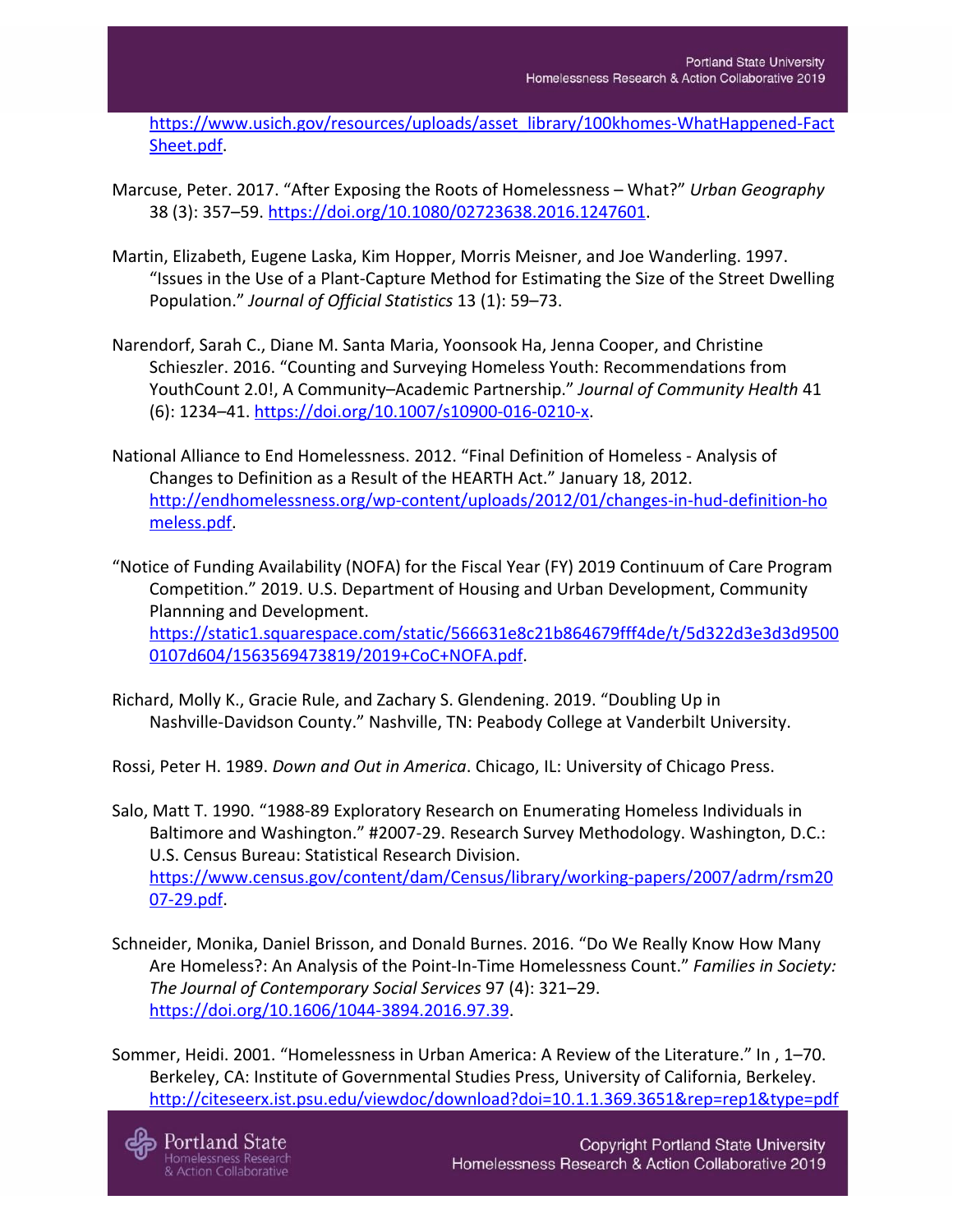https://www.usich.gov/resources/uploads/asset_library/100khomes-WhatHappened-FactSheet.pdf.

Marcuse, Peter. 2017. "After Exposing the Roots of Homelessness – What?" *Urban Geography* 38 (3): 357–59. https://doi.org/10.1080/02723638.2016.1247601.

Martin, Elizabeth, Eugene Laska, Kim Hopper, Morris Meisner, and Joe Wanderling. 1997. "Issues in the Use of a Plant-Capture Method for Estimating the Size of the Street Dwelling Population." *Journal of Official Statistics* 13 (1): 59–73.

Narendorf, Sarah C., Diane M. Santa Maria, Yoonsook Ha, Jenna Cooper, and Christine Schieszler. 2016. "Counting and Surveying Homeless Youth: Recommendations from YouthCount 2.0!, A Community–Academic Partnership." *Journal of Community Health* 41 (6): 1234–41. https://doi.org/10.1007/s10900-016-0210-x.

National Alliance to End Homelessness. 2012. "Final Definition of Homeless - Analysis of Changes to Definition as a Result of the HEARTH Act." January 18, 2012. http://endhomelessness.org/wp-content/uploads/2012/01/changes-in-hud-definition-homeless.pdf.

"Notice of Funding Availability (NOFA) for the Fiscal Year (FY) 2019 Continuum of Care Program Competition." 2019. U.S. Department of Housing and Urban Development, Community Plannning and Development. https://static1.squarespace.com/static/566631e8c21b864679fff4de/t/5d322d3e3d3d95000107d604/1563569473819/2019+CoC+NOFA.pdf.

Richard, Molly K., Gracie Rule, and Zachary S. Glendening. 2019. "Doubling Up in Nashville-Davidson County." Nashville, TN: Peabody College at Vanderbilt University.

Rossi, Peter H. 1989. *Down and Out in America*. Chicago, IL: University of Chicago Press.

Salo, Matt T. 1990. "1988-89 Exploratory Research on Enumerating Homeless Individuals in Baltimore and Washington." #2007-29. Research Survey Methodology. Washington, D.C.: U.S. Census Bureau: Statistical Research Division. https://www.census.gov/content/dam/Census/library/working-papers/2007/adrm/rsm2007-29.pdf.

Schneider, Monika, Daniel Brisson, and Donald Burnes. 2016. "Do We Really Know How Many Are Homeless?: An Analysis of the Point-In-Time Homelessness Count." *Families in Society: The Journal of Contemporary Social Services* 97 (4): 321–29. https://doi.org/10.1606/1044-3894.2016.97.39.

Sommer, Heidi. 2001. "Homelessness in Urban America: A Review of the Literature." In , 1–70. Berkeley, CA: Institute of Governmental Studies Press, University of California, Berkeley. http://citeseerx.ist.psu.edu/viewdoc/download?doi=10.1.1.369.3651&rep=rep1&type=pdf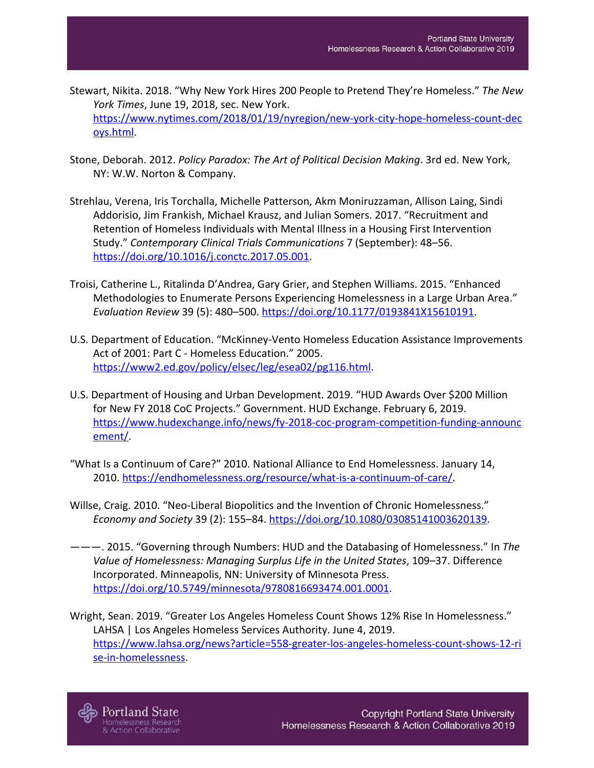Stewart, Nikita. 2018. “Why New York Hires 200 People to Pretend They’re Homeless.” *The New York Times*, June 19, 2018, sec. New York. https://www.nytimes.com/2018/01/19/nyregion/new-york-city-hope-homeless-count-decoys.html.

Stone, Deborah. 2012. *Policy Paradox: The Art of Political Decision Making*. 3rd ed. New York, NY: W.W. Norton & Company.

Strehlau, Verena, Iris Torchalla, Michelle Patterson, Akm Moniruzzaman, Allison Laing, Sindi Addorisio, Jim Frankish, Michael Krausz, and Julian Somers. 2017. “Recruitment and Retention of Homeless Individuals with Mental Illness in a Housing First Intervention Study.” *Contemporary Clinical Trials Communications* 7 (September): 48–56. https://doi.org/10.1016/j.conctc.2017.05.001.

Troisi, Catherine L., Ritalinda D’Andrea, Gary Grier, and Stephen Williams. 2015. “Enhanced Methodologies to Enumerate Persons Experiencing Homelessness in a Large Urban Area.” *Evaluation Review* 39 (5): 480–500. https://doi.org/10.1177/0193841X15610191.

U.S. Department of Education. “McKinney-Vento Homeless Education Assistance Improvements Act of 2001: Part C - Homeless Education.” 2005. https://www2.ed.gov/policy/elsec/leg/esea02/pg116.html.

U.S. Department of Housing and Urban Development. 2019. “HUD Awards Over $200 Million for New FY 2018 CoC Projects.” Government. HUD Exchange. February 6, 2019. https://www.hudexchange.info/news/fy-2018-coc-program-competition-funding-announcement/.

“What Is a Continuum of Care?” 2010. National Alliance to End Homelessness. January 14, 2010. https://endhomelessness.org/resource/what-is-a-continuum-of-care/.

Willse, Craig. 2010. “Neo-Liberal Biopolitics and the Invention of Chronic Homelessness.” *Economy and Society* 39 (2): 155–84. https://doi.org/10.1080/03085141003620139.

———. 2015. “Governing through Numbers: HUD and the Databasing of Homelessness.” In *The Value of Homelessness: Managing Surplus Life in the United States*, 109–37. Difference Incorporated. Minneapolis, NN: University of Minnesota Press. https://doi.org/10.5749/minnesota/9780816693474.001.0001.

Wright, Sean. 2019. “Greater Los Angeles Homeless Count Shows 12% Rise In Homelessness.” LAHSA | Los Angeles Homeless Services Authority. June 4, 2019. https://www.lahsa.org/news?article=558-greater-los-angeles-homeless-count-shows-12-rise-in-homelessness.